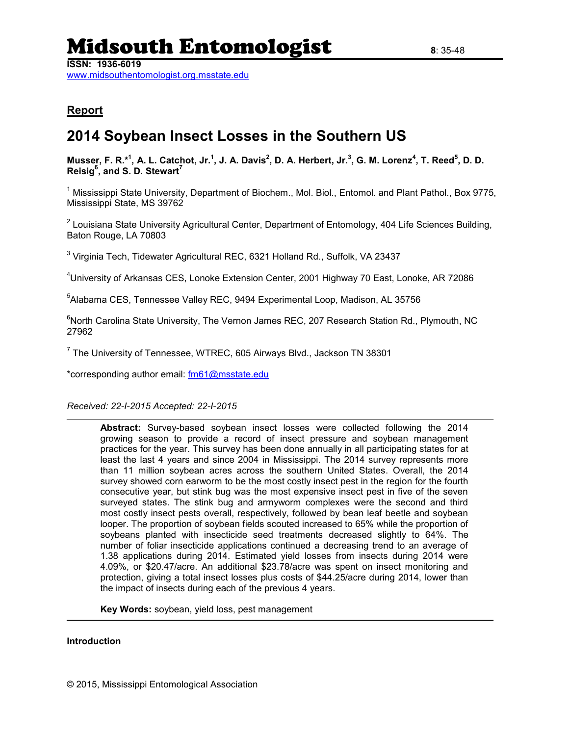# Midsouth Entomologist

**ISSN: 1936-6019**
www.midsouthentomologist.org.msstate.edu

## Report

# 2014 Soybean Insect Losses in the Southern US

**Musser, F. R.*[1], A. L. Catchot, Jr.[1], J. A. Davis[2], D. A. Herbert, Jr.[3], G. M. Lorenz[4], T. Reed[5], D. D. Reisig[6], and S. D. Stewart[7]**

[1] Mississippi State University, Department of Biochem., Mol. Biol., Entomol. and Plant Pathol., Box 9775, Mississippi State, MS 39762

[2] Louisiana State University Agricultural Center, Department of Entomology, 404 Life Sciences Building, Baton Rouge, LA 70803

[3] Virginia Tech, Tidewater Agricultural REC, 6321 Holland Rd., Suffolk, VA 23437

[4] University of Arkansas CES, Lonoke Extension Center, 2001 Highway 70 East, Lonoke, AR 72086

[5] Alabama CES, Tennessee Valley REC, 9494 Experimental Loop, Madison, AL 35756

[6] North Carolina State University, The Vernon James REC, 207 Research Station Rd., Plymouth, NC 27962

[7] The University of Tennessee, WTREC, 605 Airways Blvd., Jackson TN 38301

*corresponding author email: fm61@msstate.edu

*Received: 22-I-2015 Accepted: 22-I-2015*

---

**Abstract:** Survey-based soybean insect losses were collected following the 2014 growing season to provide a record of insect pressure and soybean management practices for the year. This survey has been done annually in all participating states for at least the last 4 years and since 2004 in Mississippi. The 2014 survey represents more than 11 million soybean acres across the southern United States. Overall, the 2014 survey showed corn earworm to be the most costly insect pest in the region for the fourth consecutive year, but stink bug was the most expensive insect pest in five of the seven surveyed states. The stink bug and armyworm complexes were the second and third most costly insect pests overall, respectively, followed by bean leaf beetle and soybean looper. The proportion of soybean fields scouted increased to 65% while the proportion of soybeans planted with insecticide seed treatments decreased slightly to 64%. The number of foliar insecticide applications continued a decreasing trend to an average of 1.38 applications during 2014. Estimated yield losses from insects during 2014 were 4.09%, or $20.47/acre. An additional $23.78/acre was spent on insect monitoring and protection, giving a total insect losses plus costs of $44.25/acre during 2014, lower than the impact of insects during each of the previous 4 years.

**Key Words:** soybean, yield loss, pest management

---

**Introduction**

© 2015, Mississippi Entomological Association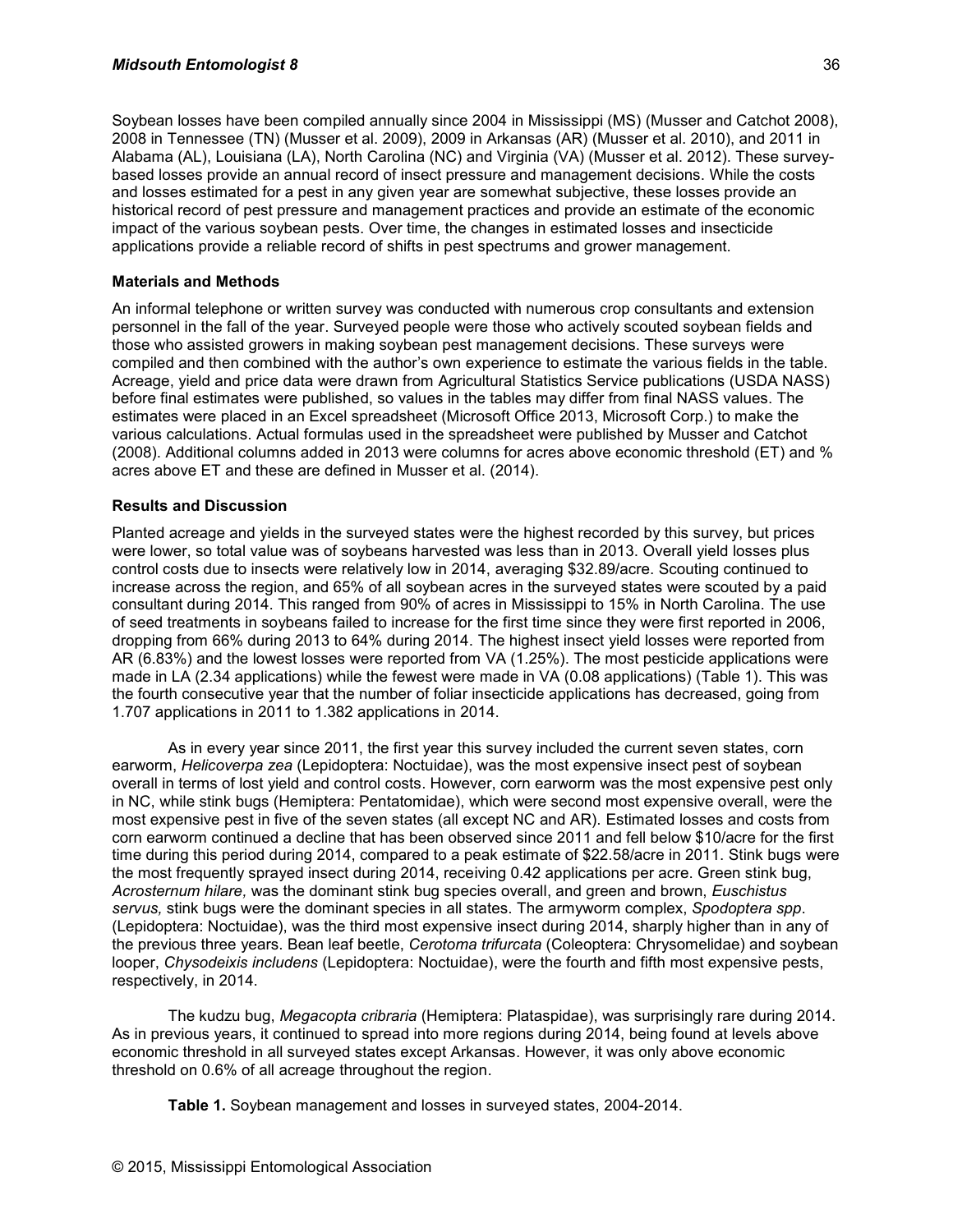Soybean losses have been compiled annually since 2004 in Mississippi (MS) (Musser and Catchot 2008), 2008 in Tennessee (TN) (Musser et al. 2009), 2009 in Arkansas (AR) (Musser et al. 2010), and 2011 in Alabama (AL), Louisiana (LA), North Carolina (NC) and Virginia (VA) (Musser et al. 2012). These survey-based losses provide an annual record of insect pressure and management decisions. While the costs and losses estimated for a pest in any given year are somewhat subjective, these losses provide an historical record of pest pressure and management practices and provide an estimate of the economic impact of the various soybean pests. Over time, the changes in estimated losses and insecticide applications provide a reliable record of shifts in pest spectrums and grower management.

### Materials and Methods

An informal telephone or written survey was conducted with numerous crop consultants and extension personnel in the fall of the year. Surveyed people were those who actively scouted soybean fields and those who assisted growers in making soybean pest management decisions. These surveys were compiled and then combined with the author's own experience to estimate the various fields in the table. Acreage, yield and price data were drawn from Agricultural Statistics Service publications (USDA NASS) before final estimates were published, so values in the tables may differ from final NASS values. The estimates were placed in an Excel spreadsheet (Microsoft Office 2013, Microsoft Corp.) to make the various calculations. Actual formulas used in the spreadsheet were published by Musser and Catchot (2008). Additional columns added in 2013 were columns for acres above economic threshold (ET) and % acres above ET and these are defined in Musser et al. (2014).

### Results and Discussion

Planted acreage and yields in the surveyed states were the highest recorded by this survey, but prices were lower, so total value was of soybeans harvested was less than in 2013. Overall yield losses plus control costs due to insects were relatively low in 2014, averaging $32.89/acre. Scouting continued to increase across the region, and 65% of all soybean acres in the surveyed states were scouted by a paid consultant during 2014. This ranged from 90% of acres in Mississippi to 15% in North Carolina. The use of seed treatments in soybeans failed to increase for the first time since they were first reported in 2006, dropping from 66% during 2013 to 64% during 2014. The highest insect yield losses were reported from AR (6.83%) and the lowest losses were reported from VA (1.25%). The most pesticide applications were made in LA (2.34 applications) while the fewest were made in VA (0.08 applications) (Table 1). This was the fourth consecutive year that the number of foliar insecticide applications has decreased, going from 1.707 applications in 2011 to 1.382 applications in 2014.

As in every year since 2011, the first year this survey included the current seven states, corn earworm, *Helicoverpa zea* (Lepidoptera: Noctuidae), was the most expensive insect pest of soybean overall in terms of lost yield and control costs. However, corn earworm was the most expensive pest only in NC, while stink bugs (Hemiptera: Pentatomidae), which were second most expensive overall, were the most expensive pest in five of the seven states (all except NC and AR). Estimated losses and costs from corn earworm continued a decline that has been observed since 2011 and fell below $10/acre for the first time during this period during 2014, compared to a peak estimate of $22.58/acre in 2011. Stink bugs were the most frequently sprayed insect during 2014, receiving 0.42 applications per acre. Green stink bug, *Acrosternum hilare,* was the dominant stink bug species overall, and green and brown, *Euschistus servus,* stink bugs were the dominant species in all states. The armyworm complex, *Spodoptera spp*. (Lepidoptera: Noctuidae), was the third most expensive insect during 2014, sharply higher than in any of the previous three years. Bean leaf beetle, *Cerotoma trifurcata* (Coleoptera: Chrysomelidae) and soybean looper, *Chysodeixis includens* (Lepidoptera: Noctuidae), were the fourth and fifth most expensive pests, respectively, in 2014.

The kudzu bug, *Megacopta cribraria* (Hemiptera: Plataspidae), was surprisingly rare during 2014. As in previous years, it continued to spread into more regions during 2014, being found at levels above economic threshold in all surveyed states except Arkansas. However, it was only above economic threshold on 0.6% of all acreage throughout the region.

**Table 1.** Soybean management and losses in surveyed states, 2004-2014.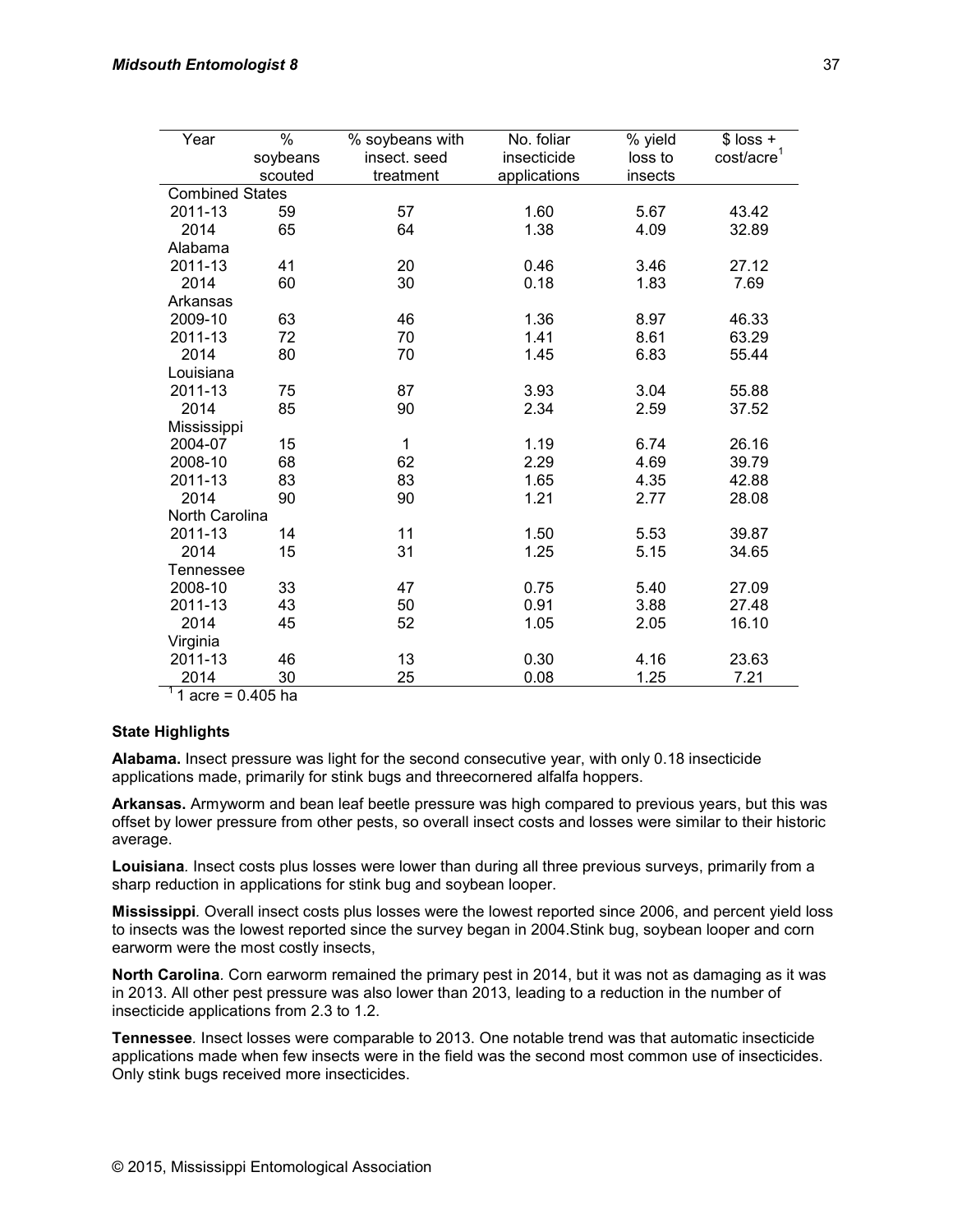| Year | % soybeans scouted | % soybeans with insect. seed treatment | No. foliar insecticide applications | % yield loss to insects | $ loss + cost/acre[1] |
|---|---|---|---|---|---|
| Combined States | | | | | |
| 2011-13 | 59 | 57 | 1.60 | 5.67 | 43.42 |
| 2014 | 65 | 64 | 1.38 | 4.09 | 32.89 |
| Alabama | | | | | |
| 2011-13 | 41 | 20 | 0.46 | 3.46 | 27.12 |
| 2014 | 60 | 30 | 0.18 | 1.83 | 7.69 |
| Arkansas | | | | | |
| 2009-10 | 63 | 46 | 1.36 | 8.97 | 46.33 |
| 2011-13 | 72 | 70 | 1.41 | 8.61 | 63.29 |
| 2014 | 80 | 70 | 1.45 | 6.83 | 55.44 |
| Louisiana | | | | | |
| 2011-13 | 75 | 87 | 3.93 | 3.04 | 55.88 |
| 2014 | 85 | 90 | 2.34 | 2.59 | 37.52 |
| Mississippi | | | | | |
| 2004-07 | 15 | 1 | 1.19 | 6.74 | 26.16 |
| 2008-10 | 68 | 62 | 2.29 | 4.69 | 39.79 |
| 2011-13 | 83 | 83 | 1.65 | 4.35 | 42.88 |
| 2014 | 90 | 90 | 1.21 | 2.77 | 28.08 |
| North Carolina | | | | | |
| 2011-13 | 14 | 11 | 1.50 | 5.53 | 39.87 |
| 2014 | 15 | 31 | 1.25 | 5.15 | 34.65 |
| Tennessee | | | | | |
| 2008-10 | 33 | 47 | 0.75 | 5.40 | 27.09 |
| 2011-13 | 43 | 50 | 0.91 | 3.88 | 27.48 |
| 2014 | 45 | 52 | 1.05 | 2.05 | 16.10 |
| Virginia | | | | | |
| 2011-13 | 46 | 13 | 0.30 | 4.16 | 23.63 |
| 2014 | 30 | 25 | 0.08 | 1.25 | 7.21 |

[1] 1 acre = 0.405 ha

**State Highlights**

**Alabama.** Insect pressure was light for the second consecutive year, with only 0.18 insecticide applications made, primarily for stink bugs and threecornered alfalfa hoppers.

**Arkansas.** Armyworm and bean leaf beetle pressure was high compared to previous years, but this was offset by lower pressure from other pests, so overall insect costs and losses were similar to their historic average.

**Louisiana**. Insect costs plus losses were lower than during all three previous surveys, primarily from a sharp reduction in applications for stink bug and soybean looper.

**Mississippi**. Overall insect costs plus losses were the lowest reported since 2006, and percent yield loss to insects was the lowest reported since the survey began in 2004.Stink bug, soybean looper and corn earworm were the most costly insects,

**North Carolina**. Corn earworm remained the primary pest in 2014, but it was not as damaging as it was in 2013. All other pest pressure was also lower than 2013, leading to a reduction in the number of insecticide applications from 2.3 to 1.2.

**Tennessee**. Insect losses were comparable to 2013. One notable trend was that automatic insecticide applications made when few insects were in the field was the second most common use of insecticides. Only stink bugs received more insecticides.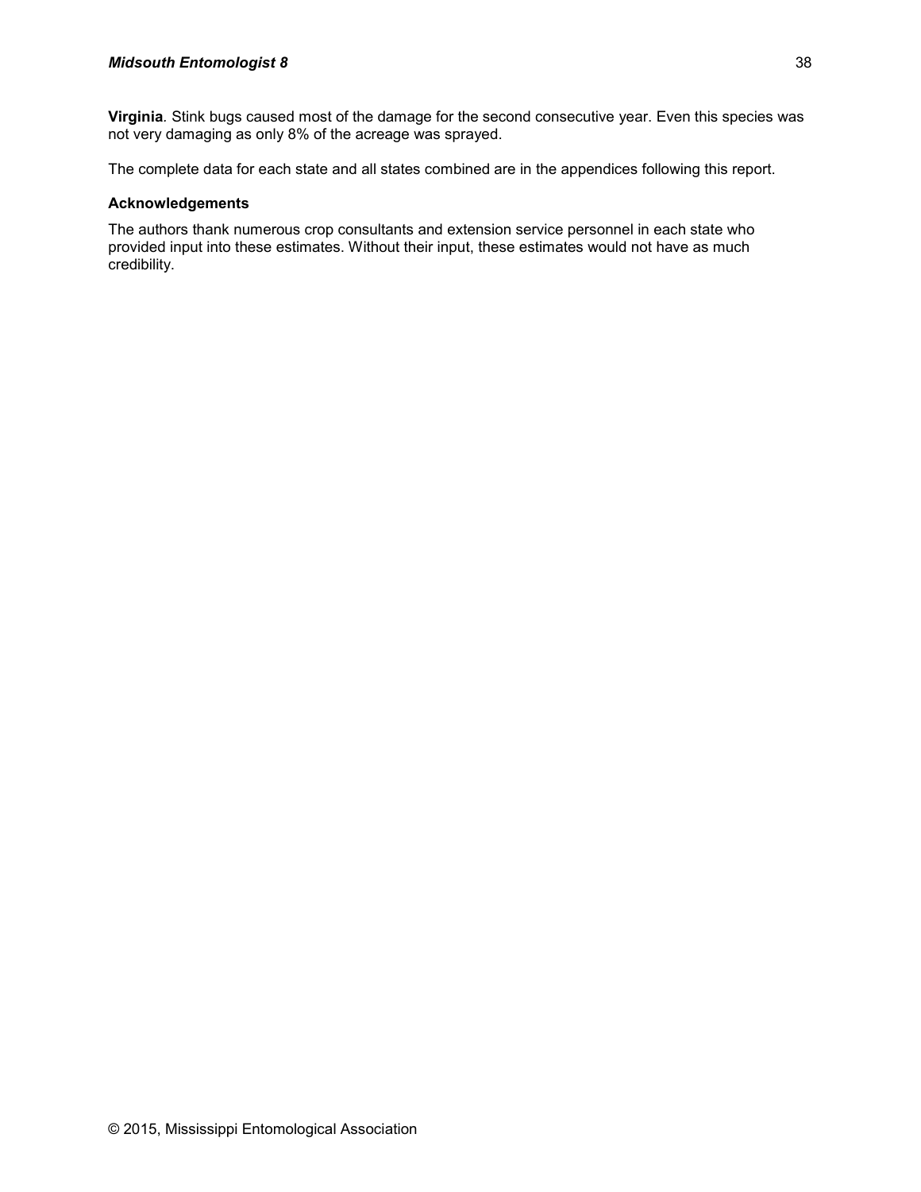**Virginia**. Stink bugs caused most of the damage for the second consecutive year. Even this species was not very damaging as only 8% of the acreage was sprayed.

The complete data for each state and all states combined are in the appendices following this report.

### Acknowledgements

The authors thank numerous crop consultants and extension service personnel in each state who provided input into these estimates. Without their input, these estimates would not have as much credibility.

© 2015, Mississippi Entomological Association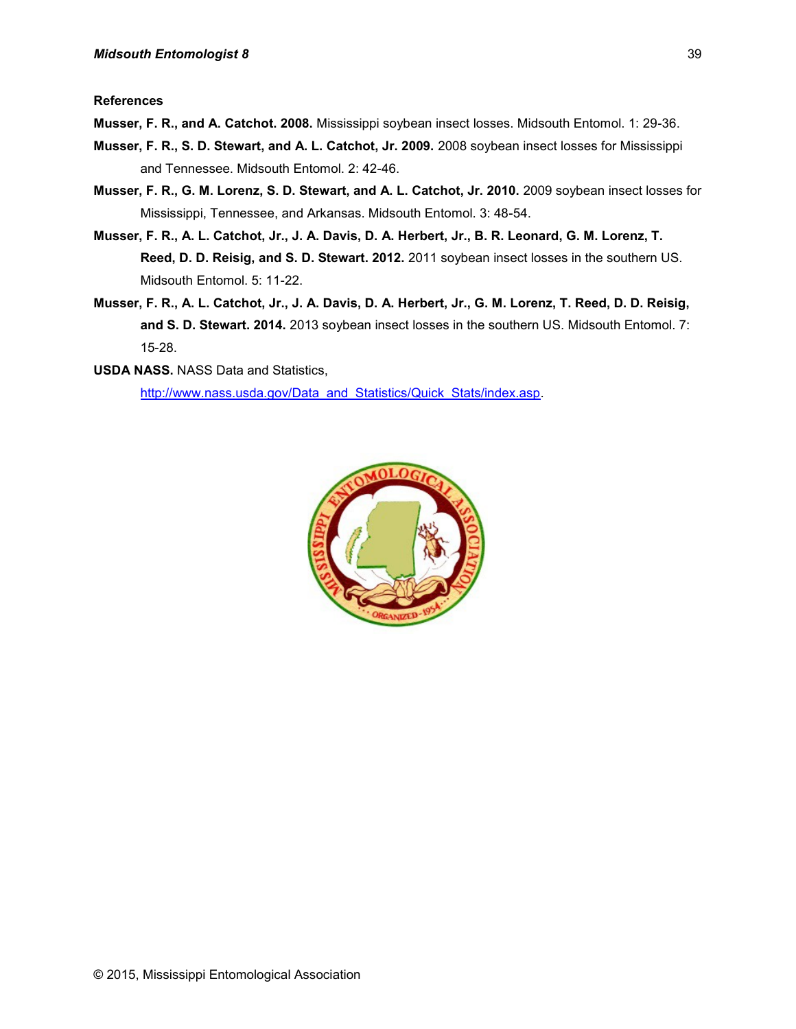## References

**Musser, F. R., and A. Catchot. 2008.** Mississippi soybean insect losses. Midsouth Entomol. 1: 29-36.

**Musser, F. R., S. D. Stewart, and A. L. Catchot, Jr. 2009.** 2008 soybean insect losses for Mississippi and Tennessee. Midsouth Entomol. 2: 42-46.

**Musser, F. R., G. M. Lorenz, S. D. Stewart, and A. L. Catchot, Jr. 2010.** 2009 soybean insect losses for Mississippi, Tennessee, and Arkansas. Midsouth Entomol. 3: 48-54.

**Musser, F. R., A. L. Catchot, Jr., J. A. Davis, D. A. Herbert, Jr., B. R. Leonard, G. M. Lorenz, T. Reed, D. D. Reisig, and S. D. Stewart. 2012.** 2011 soybean insect losses in the southern US. Midsouth Entomol. 5: 11-22.

**Musser, F. R., A. L. Catchot, Jr., J. A. Davis, D. A. Herbert, Jr., G. M. Lorenz, T. Reed, D. D. Reisig, and S. D. Stewart. 2014.** 2013 soybean insect losses in the southern US. Midsouth Entomol. 7: 15-28.

**USDA NASS.** NASS Data and Statistics, http://www.nass.usda.gov/Data_and_Statistics/Quick_Stats/index.asp.

© 2015, Mississippi Entomological Association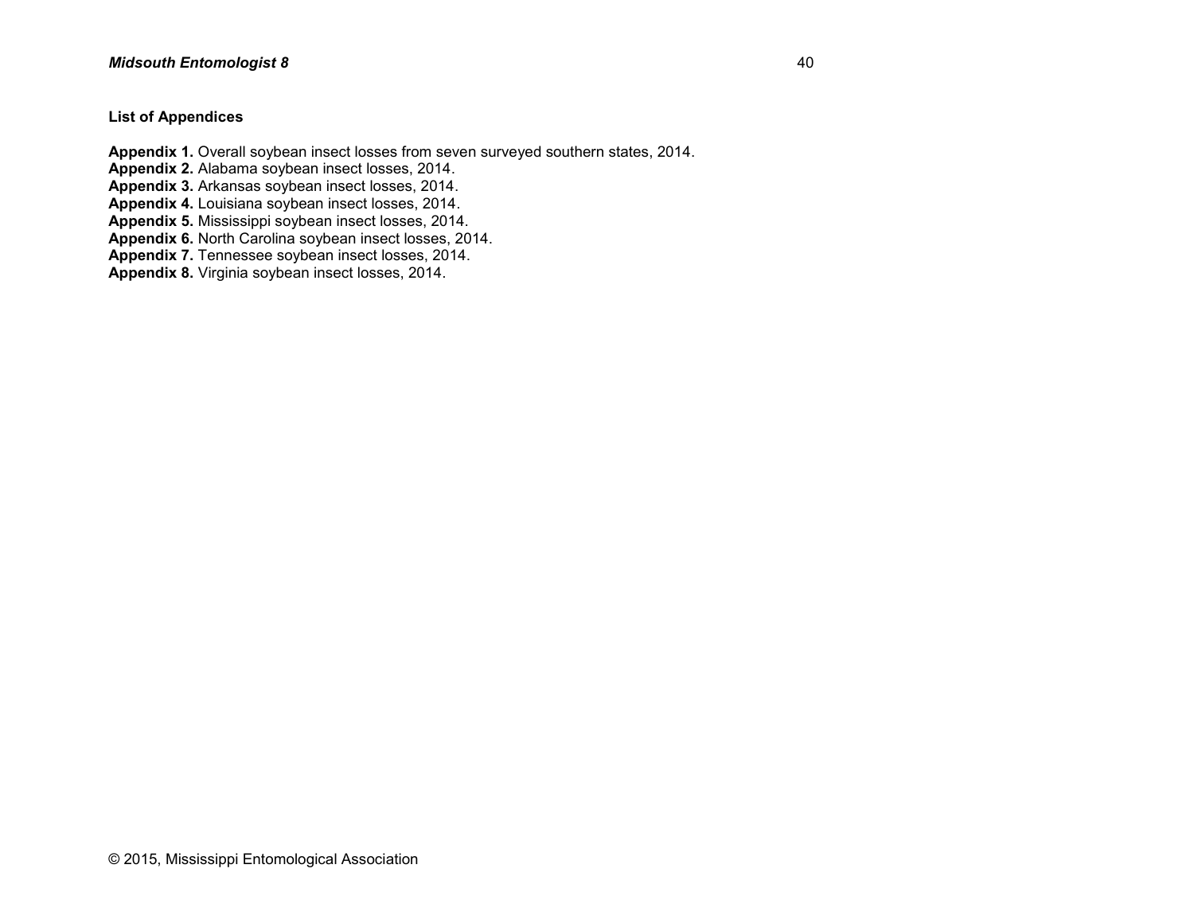**List of Appendices**

**Appendix 1.** Overall soybean insect losses from seven surveyed southern states, 2014.
**Appendix 2.** Alabama soybean insect losses, 2014.
**Appendix 3.** Arkansas soybean insect losses, 2014.
**Appendix 4.** Louisiana soybean insect losses, 2014.
**Appendix 5.** Mississippi soybean insect losses, 2014.
**Appendix 6.** North Carolina soybean insect losses, 2014.
**Appendix 7.** Tennessee soybean insect losses, 2014.
**Appendix 8.** Virginia soybean insect losses, 2014.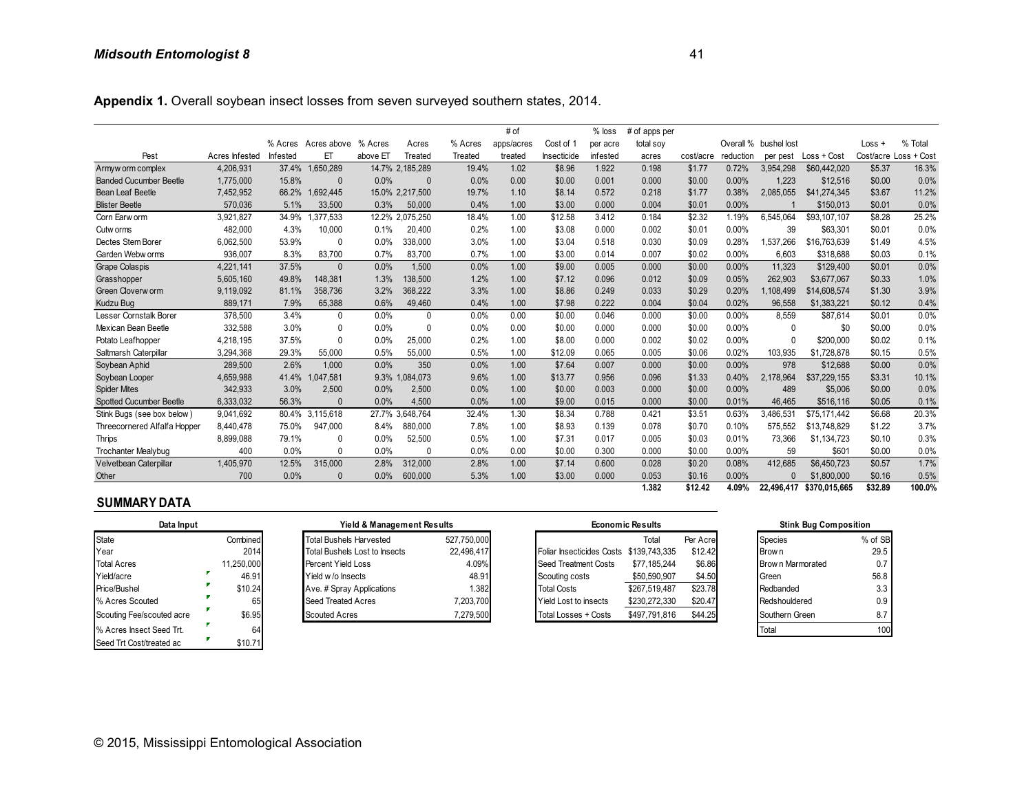**Appendix 1.** Overall soybean insect losses from seven surveyed southern states, 2014.

| Pest | Acres Infested | % Acres Infested | Acres above ET | % Acres above ET | Acres Treated | % Acres Treated | # of apps/acres treated | Cost of 1 Insecticide | % loss per acre infested | # of apps per total soy acres | cost/acre | Overall % reduction | bushel lost per pest | Loss + Cost | Loss + Cost/acre | % Total Loss + Cost |
|---|---|---|---|---|---|---|---|---|---|---|---|---|---|---|---|---|
| Armyworm complex | 4,206,931 | 37.4% | 1,650,289 | 14.7% | 2,185,289 | 19.4% | 1.02 | $8.96 | 1.922 | 0.198 | $1.77 | 0.72% | 3,954,298 | $60,442,020 | $5.37 | 16.3% |
| Banded Cucumber Beetle | 1,775,000 | 15.8% | 0 | 0.0% | 0 | 0.0% | 0.00 | $0.00 | 0.001 | 0.000 | $0.00 | 0.00% | 1,223 | $12,516 | $0.00 | 0.0% |
| Bean Leaf Beetle | 7,452,952 | 66.2% | 1,692,445 | 15.0% | 2,217,500 | 19.7% | 1.10 | $8.14 | 0.572 | 0.218 | $1.77 | 0.38% | 2,085,055 | $41,274,345 | $3.67 | 11.2% |
| Blister Beetle | 570,036 | 5.1% | 33,500 | 0.3% | 50,000 | 0.4% | 1.00 | $3.00 | 0.000 | 0.004 | $0.01 | 0.00% | 1 | $150,013 | $0.01 | 0.0% |
| Corn Earworm | 3,921,827 | 34.9% | 1,377,533 | 12.2% | 2,075,250 | 18.4% | 1.00 | $12.58 | 3.412 | 0.184 | $2.32 | 1.19% | 6,545,064 | $93,107,107 | $8.28 | 25.2% |
| Cutworms | 482,000 | 4.3% | 10,000 | 0.1% | 20,400 | 0.2% | 1.00 | $3.08 | 0.000 | 0.002 | $0.01 | 0.00% | 39 | $63,301 | $0.01 | 0.0% |
| Dectes Stem Borer | 6,062,500 | 53.9% | 0 | 0.0% | 338,000 | 3.0% | 1.00 | $3.04 | 0.518 | 0.030 | $0.09 | 0.28% | 1,537,266 | $16,763,639 | $1.49 | 4.5% |
| Garden Webworms | 936,007 | 8.3% | 83,700 | 0.7% | 83,700 | 0.7% | 1.00 | $3.00 | 0.014 | 0.007 | $0.02 | 0.00% | 6,603 | $318,688 | $0.03 | 0.1% |
| Grape Colaspis | 4,221,141 | 37.5% | 0 | 0.0% | 1,500 | 0.0% | 1.00 | $9.00 | 0.005 | 0.000 | $0.00 | 0.00% | 11,323 | $129,400 | $0.01 | 0.0% |
| Grasshopper | 5,605,160 | 49.8% | 148,381 | 1.3% | 138,500 | 1.2% | 1.00 | $7.12 | 0.096 | 0.012 | $0.09 | 0.05% | 262,903 | $3,677,067 | $0.33 | 1.0% |
| Green Cloverworm | 9,119,092 | 81.1% | 358,736 | 3.2% | 368,222 | 3.3% | 1.00 | $8.86 | 0.249 | 0.033 | $0.29 | 0.20% | 1,108,499 | $14,608,574 | $1.30 | 3.9% |
| Kudzu Bug | 889,171 | 7.9% | 65,388 | 0.6% | 49,460 | 0.4% | 1.00 | $7.98 | 0.222 | 0.004 | $0.04 | 0.02% | 96,558 | $1,383,221 | $0.12 | 0.4% |
| Lesser Cornstalk Borer | 378,500 | 3.4% | 0 | 0.0% | 0 | 0.0% | 0.00 | $0.00 | 0.046 | 0.000 | $0.00 | 0.00% | 8,559 | $87,614 | $0.01 | 0.0% |
| Mexican Bean Beetle | 332,588 | 3.0% | 0 | 0.0% | 0 | 0.0% | 0.00 | $0.00 | 0.000 | 0.000 | $0.00 | 0.00% | 0 | $0 | $0.00 | 0.0% |
| Potato Leafhopper | 4,218,195 | 37.5% | 0 | 0.0% | 25,000 | 0.2% | 1.00 | $8.00 | 0.000 | 0.002 | $0.02 | 0.00% | 0 | $200,000 | $0.02 | 0.1% |
| Saltmarsh Caterpillar | 3,294,368 | 29.3% | 55,000 | 0.5% | 55,000 | 0.5% | 1.00 | $12.09 | 0.065 | 0.005 | $0.06 | 0.02% | 103,935 | $1,728,878 | $0.15 | 0.5% |
| Soybean Aphid | 289,500 | 2.6% | 1,000 | 0.0% | 350 | 0.0% | 1.00 | $7.64 | 0.007 | 0.000 | $0.00 | 0.00% | 978 | $12,688 | $0.00 | 0.0% |
| Soybean Looper | 4,659,988 | 41.4% | 1,047,581 | 9.3% | 1,084,073 | 9.6% | 1.00 | $13.77 | 0.956 | 0.096 | $1.33 | 0.40% | 2,178,964 | $37,229,155 | $3.31 | 10.1% |
| Spider Mites | 342,933 | 3.0% | 2,500 | 0.0% | 2,500 | 0.0% | 1.00 | $0.00 | 0.003 | 0.000 | $0.00 | 0.00% | 489 | $5,006 | $0.00 | 0.0% |
| Spotted Cucumber Beetle | 6,333,032 | 56.3% | 0 | 0.0% | 4,500 | 0.0% | 1.00 | $9.00 | 0.015 | 0.000 | $0.00 | 0.01% | 46,465 | $516,116 | $0.05 | 0.1% |
| Stink Bugs (see box below) | 9,041,692 | 80.4% | 3,115,618 | 27.7% | 3,648,764 | 32.4% | 1.30 | $8.34 | 0.788 | 0.421 | $3.51 | 0.63% | 3,486,531 | $75,171,442 | $6.68 | 20.3% |
| Threecornered Alfalfa Hopper | 8,440,478 | 75.0% | 947,000 | 8.4% | 880,000 | 7.8% | 1.00 | $8.93 | 0.139 | 0.078 | $0.70 | 0.10% | 575,552 | $13,748,829 | $1.22 | 3.7% |
| Thrips | 8,899,088 | 79.1% | 0 | 0.0% | 52,500 | 0.5% | 1.00 | $7.31 | 0.017 | 0.005 | $0.03 | 0.01% | 73,366 | $1,134,723 | $0.10 | 0.3% |
| Trochanter Mealybug | 400 | 0.0% | 0 | 0.0% | 0 | 0.0% | 0.00 | $0.00 | 0.300 | 0.000 | $0.00 | 0.00% | 59 | $601 | $0.00 | 0.0% |
| Velvetbean Caterpillar | 1,405,970 | 12.5% | 315,000 | 2.8% | 312,000 | 2.8% | 1.00 | $7.14 | 0.600 | 0.028 | $0.20 | 0.08% | 412,685 | $6,450,723 | $0.57 | 1.7% |
| Other | 700 | 0.0% | 0 | 0.0% | 600,000 | 5.3% | 1.00 | $3.00 | 0.000 | 0.053 | $0.16 | 0.00% | 0 | $1,800,000 | $0.16 | 0.5% |
| | | | | | | | | | | 1.382 | $12.42 | 4.09% | 22,496,417 | $370,015,665 | $32.89 | 100.0% |

## SUMMARY DATA

| Data Input | |
|---|---|
| State | Combined |
| Year | 2014 |
| Total Acres | 11,250,000 |
| Yield/acre | 46.91 |
| Price/Bushel | $10.24 |
| % Acres Scouted | 65 |
| Scouting Fee/scouted acre | $6.95 |
| % Acres Insect Seed Trt. | 64 |
| Seed Trt Cost/treated ac | $10.71 |

| Yield & Management Results | |
|---|---|
| Total Bushels Harvested | 527,750,000 |
| Total Bushels Lost to Insects | 22,496,417 |
| Percent Yield Loss | 4.09% |
| Yield w/o Insects | 48.91 |
| Ave. # Spray Applications | 1.382 |
| Seed Treated Acres | 7,203,700 |
| Scouted Acres | 7,279,500 |

| Economic Results | Total | Per Acre |
|---|---|---|
| Foliar Insecticides Costs | $139,743,335 | $12.42 |
| Seed Treatment Costs | $77,185,244 | $6.86 |
| Scouting costs | $50,590,907 | $4.50 |
| Total Costs | $267,519,487 | $23.78 |
| Yield Lost to insects | $230,272,330 | $20.47 |
| Total Losses + Costs | $497,791,816 | $44.25 |

| Stink Bug Composition | |
|---|---|
| Species | % of SB |
| Brown | 29.5 |
| Brown Marmorated | 0.7 |
| Green | 56.8 |
| Redbanded | 3.3 |
| Redshouldered | 0.9 |
| Southern Green | 8.7 |
| Total | 100 |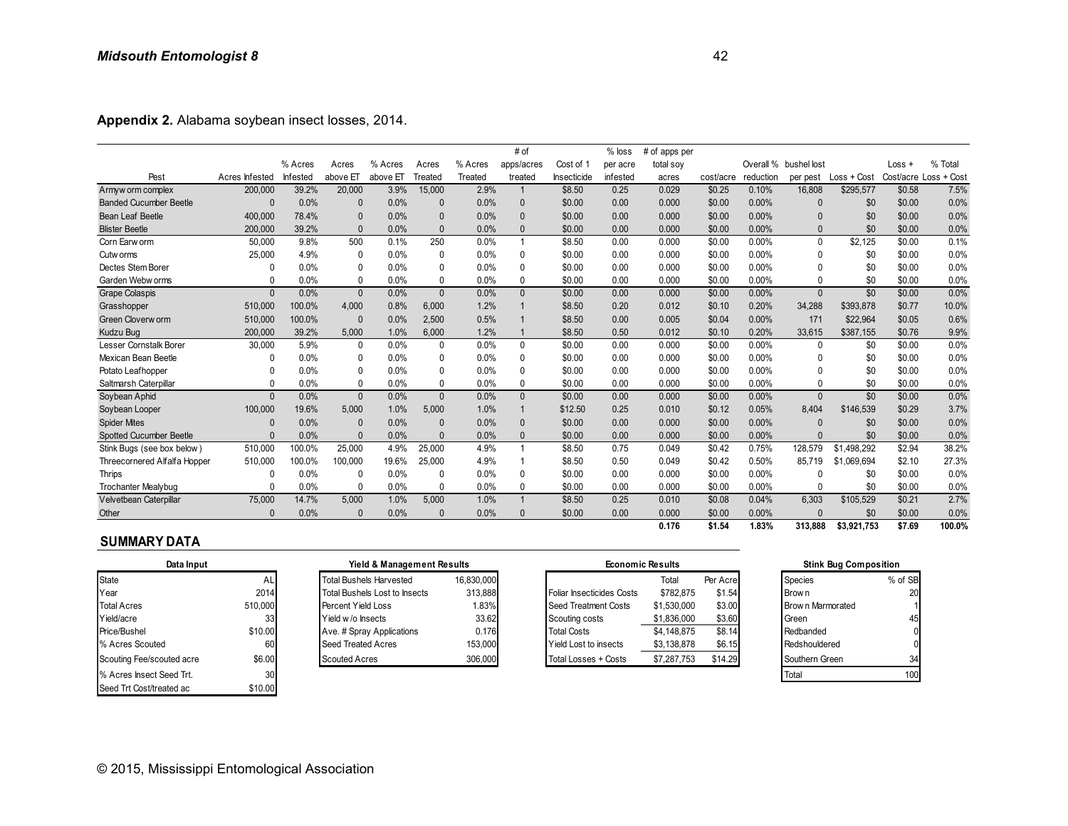**Appendix 2.** Alabama soybean insect losses, 2014.

| Pest | Acres Infested | % Acres Infested | Acres above ET | % Acres above ET | Acres Treated | % Acres Treated | # of apps/acres treated | Cost of 1 Insecticide | % loss per acre infested | # of apps per total soy acres | cost/acre | Overall % reduction | bushel lost per pest | Loss + Cost | Loss + Cost/acre | % Total Loss + Cost |
|---|---|---|---|---|---|---|---|---|---|---|---|---|---|---|---|---|
| Armyworm complex | 200,000 | 39.2% | 20,000 | 3.9% | 15,000 | 2.9% | 1 | $8.50 | 0.25 | 0.029 | $0.25 | 0.10% | 16,808 | $295,577 | $0.58 | 7.5% |
| Banded Cucumber Beetle | 0 | 0.0% | 0 | 0.0% | 0 | 0.0% | 0 | $0.00 | 0.00 | 0.000 | $0.00 | 0.00% | 0 | $0 | $0.00 | 0.0% |
| Bean Leaf Beetle | 400,000 | 78.4% | 0 | 0.0% | 0 | 0.0% | 0 | $0.00 | 0.00 | 0.000 | $0.00 | 0.00% | 0 | $0 | $0.00 | 0.0% |
| Blister Beetle | 200,000 | 39.2% | 0 | 0.0% | 0 | 0.0% | 0 | $0.00 | 0.00 | 0.000 | $0.00 | 0.00% | 0 | $0 | $0.00 | 0.0% |
| Corn Earworm | 50,000 | 9.8% | 500 | 0.1% | 250 | 0.0% | 1 | $8.50 | 0.00 | 0.000 | $0.00 | 0.00% | 0 | $2,125 | $0.00 | 0.1% |
| Cutworms | 25,000 | 4.9% | 0 | 0.0% | 0 | 0.0% | 0 | $0.00 | 0.00 | 0.000 | $0.00 | 0.00% | 0 | $0 | $0.00 | 0.0% |
| Dectes Stem Borer | 0 | 0.0% | 0 | 0.0% | 0 | 0.0% | 0 | $0.00 | 0.00 | 0.000 | $0.00 | 0.00% | 0 | $0 | $0.00 | 0.0% |
| Garden Webworms | 0 | 0.0% | 0 | 0.0% | 0 | 0.0% | 0 | $0.00 | 0.00 | 0.000 | $0.00 | 0.00% | 0 | $0 | $0.00 | 0.0% |
| Grape Colaspis | 0 | 0.0% | 0 | 0.0% | 0 | 0.0% | 0 | $0.00 | 0.00 | 0.000 | $0.00 | 0.00% | 0 | $0 | $0.00 | 0.0% |
| Grasshopper | 510,000 | 100.0% | 4,000 | 0.8% | 6,000 | 1.2% | 1 | $8.50 | 0.20 | 0.012 | $0.10 | 0.20% | 34,288 | $393,878 | $0.77 | 10.0% |
| Green Cloverworm | 510,000 | 100.0% | 0 | 0.0% | 2,500 | 0.5% | 1 | $8.50 | 0.00 | 0.005 | $0.04 | 0.00% | 171 | $22,964 | $0.05 | 0.6% |
| Kudzu Bug | 200,000 | 39.2% | 5,000 | 1.0% | 6,000 | 1.2% | 1 | $8.50 | 0.50 | 0.012 | $0.10 | 0.20% | 33,615 | $387,155 | $0.76 | 9.9% |
| Lesser Cornstalk Borer | 30,000 | 5.9% | 0 | 0.0% | 0 | 0.0% | 0 | $0.00 | 0.00 | 0.000 | $0.00 | 0.00% | 0 | $0 | $0.00 | 0.0% |
| Mexican Bean Beetle | 0 | 0.0% | 0 | 0.0% | 0 | 0.0% | 0 | $0.00 | 0.00 | 0.000 | $0.00 | 0.00% | 0 | $0 | $0.00 | 0.0% |
| Potato Leafhopper | 0 | 0.0% | 0 | 0.0% | 0 | 0.0% | 0 | $0.00 | 0.00 | 0.000 | $0.00 | 0.00% | 0 | $0 | $0.00 | 0.0% |
| Saltmarsh Caterpillar | 0 | 0.0% | 0 | 0.0% | 0 | 0.0% | 0 | $0.00 | 0.00 | 0.000 | $0.00 | 0.00% | 0 | $0 | $0.00 | 0.0% |
| Soybean Aphid | 0 | 0.0% | 0 | 0.0% | 0 | 0.0% | 0 | $0.00 | 0.00 | 0.000 | $0.00 | 0.00% | 0 | $0 | $0.00 | 0.0% |
| Soybean Looper | 100,000 | 19.6% | 5,000 | 1.0% | 5,000 | 1.0% | 1 | $12.50 | 0.25 | 0.010 | $0.12 | 0.05% | 8,404 | $146,539 | $0.29 | 3.7% |
| Spider Mites | 0 | 0.0% | 0 | 0.0% | 0 | 0.0% | 0 | $0.00 | 0.00 | 0.000 | $0.00 | 0.00% | 0 | $0 | $0.00 | 0.0% |
| Spotted Cucumber Beetle | 0 | 0.0% | 0 | 0.0% | 0 | 0.0% | 0 | $0.00 | 0.00 | 0.000 | $0.00 | 0.00% | 0 | $0 | $0.00 | 0.0% |
| Stink Bugs (see box below) | 510,000 | 100.0% | 25,000 | 4.9% | 25,000 | 4.9% | 1 | $8.50 | 0.75 | 0.049 | $0.42 | 0.75% | 128,579 | $1,498,292 | $2.94 | 38.2% |
| Threecornered Alfalfa Hopper | 510,000 | 100.0% | 100,000 | 19.6% | 25,000 | 4.9% | 1 | $8.50 | 0.50 | 0.049 | $0.42 | 0.50% | 85,719 | $1,069,694 | $2.10 | 27.3% |
| Thrips | 0 | 0.0% | 0 | 0.0% | 0 | 0.0% | 0 | $0.00 | 0.00 | 0.000 | $0.00 | 0.00% | 0 | $0 | $0.00 | 0.0% |
| Trochanter Mealybug | 0 | 0.0% | 0 | 0.0% | 0 | 0.0% | 0 | $0.00 | 0.00 | 0.000 | $0.00 | 0.00% | 0 | $0 | $0.00 | 0.0% |
| Velvetbean Caterpillar | 75,000 | 14.7% | 5,000 | 1.0% | 5,000 | 1.0% | 1 | $8.50 | 0.25 | 0.010 | $0.08 | 0.04% | 6,303 | $105,529 | $0.21 | 2.7% |
| Other | 0 | 0.0% | 0 | 0.0% | 0 | 0.0% | 0 | $0.00 | 0.00 | 0.000 | $0.00 | 0.00% | 0 | $0 | $0.00 | 0.0% |
| | | | | | | | | | | **0.176** | **$1.54** | **1.83%** | **313,888** | **$3,921,753** | **$7.69** | **100.0%** |

## SUMMARY DATA

| Data Input | |
|---|---|
| State | AL |
| Year | 2014 |
| Total Acres | 510,000 |
| Yield/acre | 33 |
| Price/Bushel | $10.00 |
| % Acres Scouted | 60 |
| Scouting Fee/scouted acre | $6.00 |
| % Acres Insect Seed Trt. | 30 |
| Seed Trt Cost/treated ac | $10.00 |

| Yield & Management Results | |
|---|---|
| Total Bushels Harvested | 16,830,000 |
| Total Bushels Lost to Insects | 313,888 |
| Percent Yield Loss | 1.83% |
| Yield w/o Insects | 33.62 |
| Ave. # Spray Applications | 0.176 |
| Seed Treated Acres | 153,000 |
| Scouted Acres | 306,000 |

| Economic Results | Total | Per Acre |
|---|---|---|
| Foliar Insecticides Costs | $782,875 | $1.54 |
| Seed Treatment Costs | $1,530,000 | $3.00 |
| Scouting costs | $1,836,000 | $3.60 |
| Total Costs | $4,148,875 | $8.14 |
| Yield Lost to insects | $3,138,878 | $6.15 |
| Total Losses + Costs | $7,287,753 | $14.29 |

| Stink Bug Composition | |
|---|---|
| Species | % of SB |
| Brown | 20 |
| Brown Marmorated | 1 |
| Green | 45 |
| Redbanded | 0 |
| Redshouldered | 0 |
| Southern Green | 34 |
| Total | 100 |

© 2015, Mississippi Entomological Association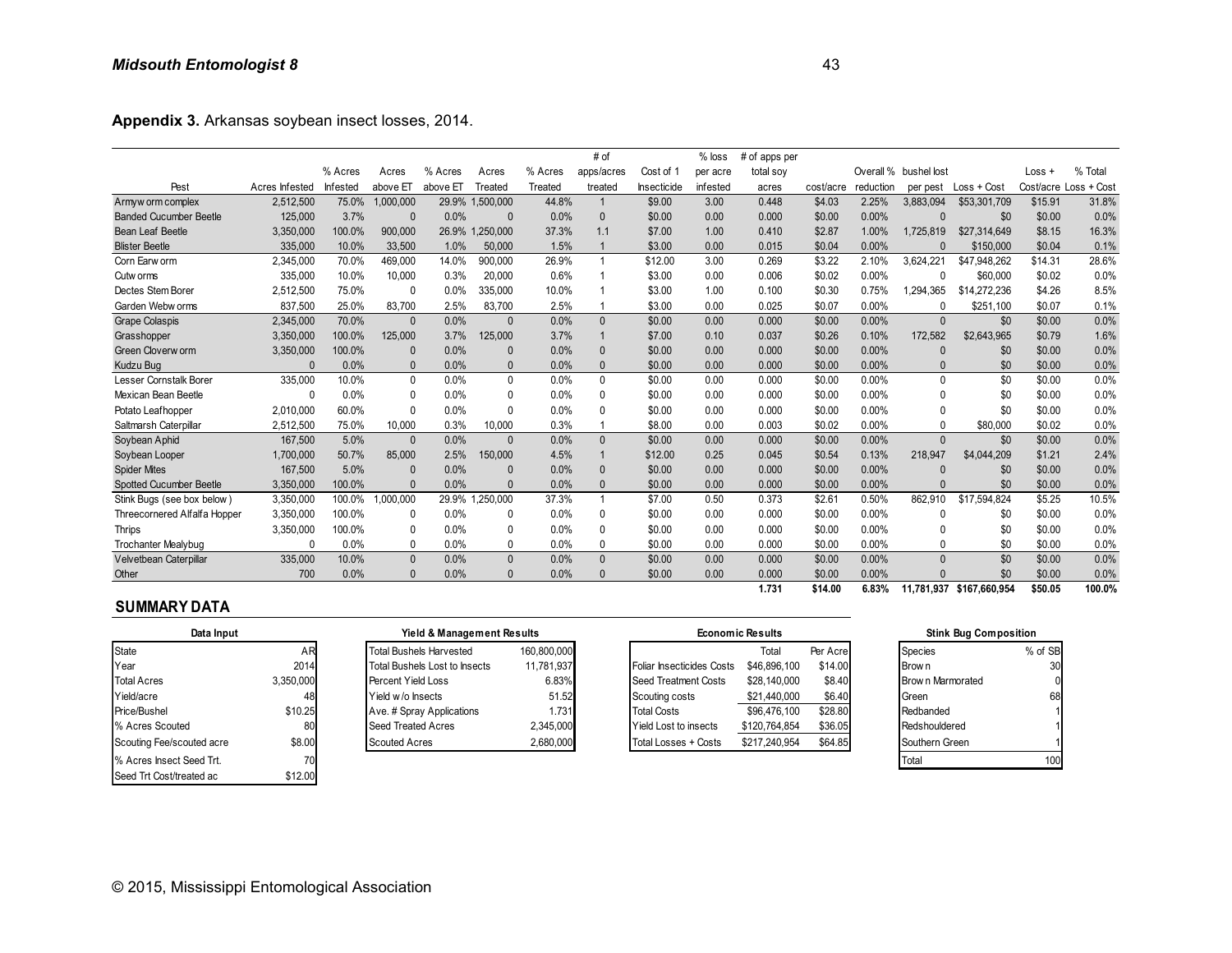**Appendix 3.** Arkansas soybean insect losses, 2014.

| Pest | Acres Infested | % Acres Infested | Acres above ET | % Acres above ET | Acres Treated | % Acres Treated | # of apps/acres treated | Cost of 1 Insecticide | % loss per acre infested | # of apps per total soy acres | cost/acre | Overall % reduction | bushel lost per pest | Loss + Cost | Loss + Cost/acre | % Total Loss + Cost |
|---|---|---|---|---|---|---|---|---|---|---|---|---|---|---|---|---|
| Armyworm complex | 2,512,500 | 75.0% | 1,000,000 | 29.9% | 1,500,000 | 44.8% | 1 | $9.00 | 3.00 | 0.448 | $4.03 | 2.25% | 3,883,094 | $53,301,709 | $15.91 | 31.8% |
| Banded Cucumber Beetle | 125,000 | 3.7% | 0 | 0.0% | 0 | 0.0% | 0 | $0.00 | 0.00 | 0.000 | $0.00 | 0.00% | 0 | $0 | $0.00 | 0.0% |
| Bean Leaf Beetle | 3,350,000 | 100.0% | 900,000 | 26.9% | 1,250,000 | 37.3% | 1.1 | $7.00 | 1.00 | 0.410 | $2.87 | 1.00% | 1,725,819 | $27,314,649 | $8.15 | 16.3% |
| Blister Beetle | 335,000 | 10.0% | 33,500 | 1.0% | 50,000 | 1.5% | 1 | $3.00 | 0.00 | 0.015 | $0.04 | 0.00% | 0 | $150,000 | $0.04 | 0.1% |
| Corn Earworm | 2,345,000 | 70.0% | 469,000 | 14.0% | 900,000 | 26.9% | 1 | $12.00 | 3.00 | 0.269 | $3.22 | 2.10% | 3,624,221 | $47,948,262 | $14.31 | 28.6% |
| Cutworms | 335,000 | 10.0% | 10,000 | 0.3% | 20,000 | 0.6% | 1 | $3.00 | 0.00 | 0.006 | $0.02 | 0.00% | 0 | $60,000 | $0.02 | 0.0% |
| Dectes Stem Borer | 2,512,500 | 75.0% | 0 | 0.0% | 335,000 | 10.0% | 1 | $3.00 | 1.00 | 0.100 | $0.30 | 0.75% | 1,294,365 | $14,272,236 | $4.26 | 8.5% |
| Garden Webworms | 837,500 | 25.0% | 83,700 | 2.5% | 83,700 | 2.5% | 1 | $3.00 | 0.00 | 0.025 | $0.07 | 0.00% | 0 | $251,100 | $0.07 | 0.1% |
| Grape Colaspis | 2,345,000 | 70.0% | 0 | 0.0% | 0 | 0.0% | 0 | $0.00 | 0.00 | 0.000 | $0.00 | 0.00% | 0 | $0 | $0.00 | 0.0% |
| Grasshopper | 3,350,000 | 100.0% | 125,000 | 3.7% | 125,000 | 3.7% | 1 | $7.00 | 0.10 | 0.037 | $0.26 | 0.10% | 172,582 | $2,643,965 | $0.79 | 1.6% |
| Green Cloverworm | 3,350,000 | 100.0% | 0 | 0.0% | 0 | 0.0% | 0 | $0.00 | 0.00 | 0.000 | $0.00 | 0.00% | 0 | $0 | $0.00 | 0.0% |
| Kudzu Bug | 0 | 0.0% | 0 | 0.0% | 0 | 0.0% | 0 | $0.00 | 0.00 | 0.000 | $0.00 | 0.00% | 0 | $0 | $0.00 | 0.0% |
| Lesser Cornstalk Borer | 335,000 | 10.0% | 0 | 0.0% | 0 | 0.0% | 0 | $0.00 | 0.00 | 0.000 | $0.00 | 0.00% | 0 | $0 | $0.00 | 0.0% |
| Mexican Bean Beetle | 0 | 0.0% | 0 | 0.0% | 0 | 0.0% | 0 | $0.00 | 0.00 | 0.000 | $0.00 | 0.00% | 0 | $0 | $0.00 | 0.0% |
| Potato Leafhopper | 2,010,000 | 60.0% | 0 | 0.0% | 0 | 0.0% | 0 | $0.00 | 0.00 | 0.000 | $0.00 | 0.00% | 0 | $0 | $0.00 | 0.0% |
| Saltmarsh Caterpillar | 2,512,500 | 75.0% | 10,000 | 0.3% | 10,000 | 0.3% | 1 | $8.00 | 0.00 | 0.003 | $0.02 | 0.00% | 0 | $80,000 | $0.02 | 0.0% |
| Soybean Aphid | 167,500 | 5.0% | 0 | 0.0% | 0 | 0.0% | 0 | $0.00 | 0.00 | 0.000 | $0.00 | 0.00% | 0 | $0 | $0.00 | 0.0% |
| Soybean Looper | 1,700,000 | 50.7% | 85,000 | 2.5% | 150,000 | 4.5% | 1 | $12.00 | 0.25 | 0.045 | $0.54 | 0.13% | 218,947 | $4,044,209 | $1.21 | 2.4% |
| Spider Mites | 167,500 | 5.0% | 0 | 0.0% | 0 | 0.0% | 0 | $0.00 | 0.00 | 0.000 | $0.00 | 0.00% | 0 | $0 | $0.00 | 0.0% |
| Spotted Cucumber Beetle | 3,350,000 | 100.0% | 0 | 0.0% | 0 | 0.0% | 0 | $0.00 | 0.00 | 0.000 | $0.00 | 0.00% | 0 | $0 | $0.00 | 0.0% |
| Stink Bugs (see box below) | 3,350,000 | 100.0% | 1,000,000 | 29.9% | 1,250,000 | 37.3% | 1 | $7.00 | 0.50 | 0.373 | $2.61 | 0.50% | 862,910 | $17,594,824 | $5.25 | 10.5% |
| Threecornered Alfalfa Hopper | 3,350,000 | 100.0% | 0 | 0.0% | 0 | 0.0% | 0 | $0.00 | 0.00 | 0.000 | $0.00 | 0.00% | 0 | $0 | $0.00 | 0.0% |
| Thrips | 3,350,000 | 100.0% | 0 | 0.0% | 0 | 0.0% | 0 | $0.00 | 0.00 | 0.000 | $0.00 | 0.00% | 0 | $0 | $0.00 | 0.0% |
| Trochanter Mealybug | 0 | 0.0% | 0 | 0.0% | 0 | 0.0% | 0 | $0.00 | 0.00 | 0.000 | $0.00 | 0.00% | 0 | $0 | $0.00 | 0.0% |
| Velvetbean Caterpillar | 335,000 | 10.0% | 0 | 0.0% | 0 | 0.0% | 0 | $0.00 | 0.00 | 0.000 | $0.00 | 0.00% | 0 | $0 | $0.00 | 0.0% |
| Other | 700 | 0.0% | 0 | 0.0% | 0 | 0.0% | 0 | $0.00 | 0.00 | 0.000 | $0.00 | 0.00% | 0 | $0 | $0.00 | 0.0% |
| | | | | | | | | | | **1.731** | **$14.00** | **6.83%** | **11,781,937** | **$167,660,954** | **$50.05** | **100.0%** |

## SUMMARY DATA

| Data Input | |
|---|---|
| State | AR |
| Year | 2014 |
| Total Acres | 3,350,000 |
| Yield/acre | 48 |
| Price/Bushel | $10.25 |
| % Acres Scouted | 80 |
| Scouting Fee/scouted acre | $8.00 |
| % Acres Insect Seed Trt. | 70 |
| Seed Trt Cost/treated ac | $12.00 |

| Yield & Management Results | |
|---|---|
| Total Bushels Harvested | 160,800,000 |
| Total Bushels Lost to Insects | 11,781,937 |
| Percent Yield Loss | 6.83% |
| Yield w/o Insects | 51.52 |
| Ave. # Spray Applications | 1.731 |
| Seed Treated Acres | 2,345,000 |
| Scouted Acres | 2,680,000 |

| Economic Results | Total | Per Acre |
|---|---|---|
| Foliar Insecticides Costs | $46,896,100 | $14.00 |
| Seed Treatment Costs | $28,140,000 | $8.40 |
| Scouting costs | $21,440,000 | $6.40 |
| Total Costs | $96,476,100 | $28.80 |
| Yield Lost to insects | $120,764,854 | $36.05 |
| Total Losses + Costs | $217,240,954 | $64.85 |

| Stink Bug Composition | |
|---|---|
| Species | % of SB |
| Brown | 30 |
| Brown Marmorated | 0 |
| Green | 68 |
| Redbanded | 1 |
| Redshouldered | 1 |
| Southern Green | 1 |
| Total | 100 |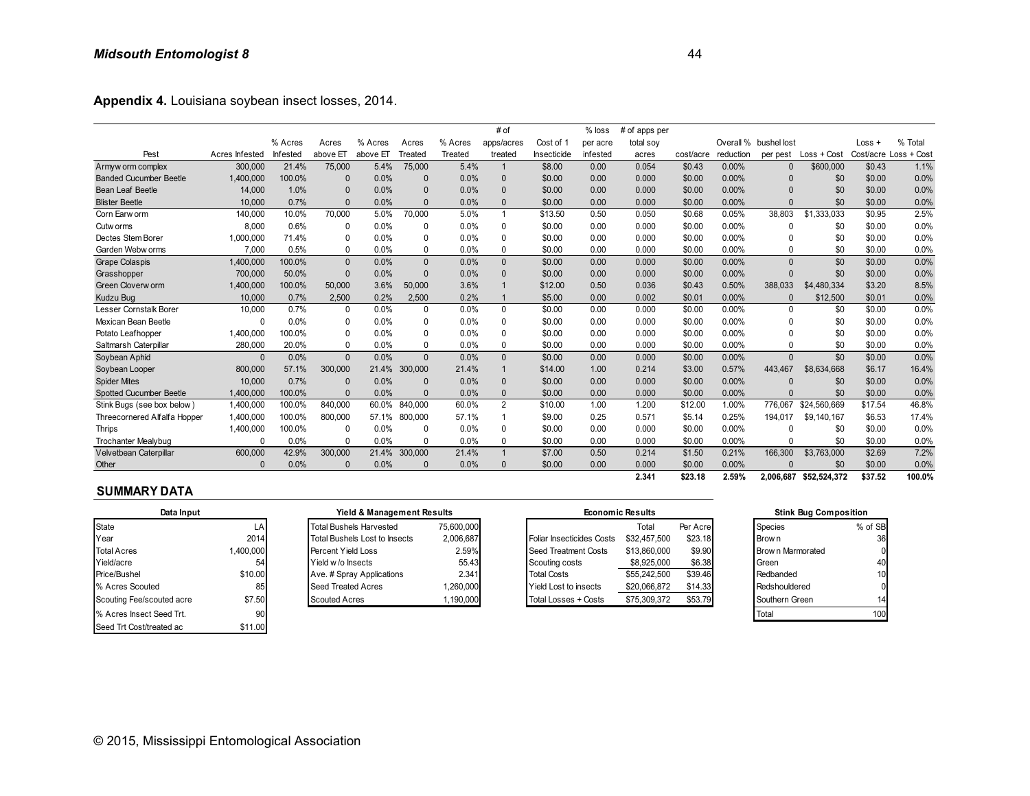**Appendix 4.** Louisiana soybean insect losses, 2014.

| Pest | Acres Infested | % Acres Infested | Acres above ET | % Acres above ET | Acres Treated | % Acres Treated | # of apps/acres treated | Cost of 1 Insecticide | % loss per acre infested | # of apps per total soy acres | cost/acre | Overall % reduction | bushel lost per pest | Loss + Cost | Loss + Cost/acre | % Total Loss + Cost |
|---|---|---|---|---|---|---|---|---|---|---|---|---|---|---|---|---|
| Armyworm complex | 300,000 | 21.4% | 75,000 | 5.4% | 75,000 | 5.4% | 1 | $8.00 | 0.00 | 0.054 | $0.43 | 0.00% | 0 | $600,000 | $0.43 | 1.1% |
| Banded Cucumber Beetle | 1,400,000 | 100.0% | 0 | 0.0% | 0 | 0.0% | 0 | $0.00 | 0.00 | 0.000 | $0.00 | 0.00% | 0 | $0 | $0.00 | 0.0% |
| Bean Leaf Beetle | 14,000 | 1.0% | 0 | 0.0% | 0 | 0.0% | 0 | $0.00 | 0.00 | 0.000 | $0.00 | 0.00% | 0 | $0 | $0.00 | 0.0% |
| Blister Beetle | 10,000 | 0.7% | 0 | 0.0% | 0 | 0.0% | 0 | $0.00 | 0.00 | 0.000 | $0.00 | 0.00% | 0 | $0 | $0.00 | 0.0% |
| Corn Earworm | 140,000 | 10.0% | 70,000 | 5.0% | 70,000 | 5.0% | 1 | $13.50 | 0.50 | 0.050 | $0.68 | 0.05% | 38,803 | $1,333,033 | $0.95 | 2.5% |
| Cutworms | 8,000 | 0.6% | 0 | 0.0% | 0 | 0.0% | 0 | $0.00 | 0.00 | 0.000 | $0.00 | 0.00% | 0 | $0 | $0.00 | 0.0% |
| Dectes Stem Borer | 1,000,000 | 71.4% | 0 | 0.0% | 0 | 0.0% | 0 | $0.00 | 0.00 | 0.000 | $0.00 | 0.00% | 0 | $0 | $0.00 | 0.0% |
| Garden Webworms | 7,000 | 0.5% | 0 | 0.0% | 0 | 0.0% | 0 | $0.00 | 0.00 | 0.000 | $0.00 | 0.00% | 0 | $0 | $0.00 | 0.0% |
| Grape Colaspis | 1,400,000 | 100.0% | 0 | 0.0% | 0 | 0.0% | 0 | $0.00 | 0.00 | 0.000 | $0.00 | 0.00% | 0 | $0 | $0.00 | 0.0% |
| Grasshopper | 700,000 | 50.0% | 0 | 0.0% | 0 | 0.0% | 0 | $0.00 | 0.00 | 0.000 | $0.00 | 0.00% | 0 | $0 | $0.00 | 0.0% |
| Green Cloverworm | 1,400,000 | 100.0% | 50,000 | 3.6% | 50,000 | 3.6% | 1 | $12.00 | 0.50 | 0.036 | $0.43 | 0.50% | 388,033 | $4,480,334 | $3.20 | 8.5% |
| Kudzu Bug | 10,000 | 0.7% | 2,500 | 0.2% | 2,500 | 0.2% | 1 | $5.00 | 0.00 | 0.002 | $0.01 | 0.00% | 0 | $12,500 | $0.01 | 0.0% |
| Lesser Cornstalk Borer | 10,000 | 0.7% | 0 | 0.0% | 0 | 0.0% | 0 | $0.00 | 0.00 | 0.000 | $0.00 | 0.00% | 0 | $0 | $0.00 | 0.0% |
| Mexican Bean Beetle | 0 | 0.0% | 0 | 0.0% | 0 | 0.0% | 0 | $0.00 | 0.00 | 0.000 | $0.00 | 0.00% | 0 | $0 | $0.00 | 0.0% |
| Potato Leafhopper | 1,400,000 | 100.0% | 0 | 0.0% | 0 | 0.0% | 0 | $0.00 | 0.00 | 0.000 | $0.00 | 0.00% | 0 | $0 | $0.00 | 0.0% |
| Saltmarsh Caterpillar | 280,000 | 20.0% | 0 | 0.0% | 0 | 0.0% | 0 | $0.00 | 0.00 | 0.000 | $0.00 | 0.00% | 0 | $0 | $0.00 | 0.0% |
| Soybean Aphid | 0 | 0.0% | 0 | 0.0% | 0 | 0.0% | 0 | $0.00 | 0.00 | 0.000 | $0.00 | 0.00% | 0 | $0 | $0.00 | 0.0% |
| Soybean Looper | 800,000 | 57.1% | 300,000 | 21.4% | 300,000 | 21.4% | 1 | $14.00 | 1.00 | 0.214 | $3.00 | 0.57% | 443,467 | $8,634,668 | $6.17 | 16.4% |
| Spider Mites | 10,000 | 0.7% | 0 | 0.0% | 0 | 0.0% | 0 | $0.00 | 0.00 | 0.000 | $0.00 | 0.00% | 0 | $0 | $0.00 | 0.0% |
| Spotted Cucumber Beetle | 1,400,000 | 100.0% | 0 | 0.0% | 0 | 0.0% | 0 | $0.00 | 0.00 | 0.000 | $0.00 | 0.00% | 0 | $0 | $0.00 | 0.0% |
| Stink Bugs (see box below) | 1,400,000 | 100.0% | 840,000 | 60.0% | 840,000 | 60.0% | 2 | $10.00 | 1.00 | 1.200 | $12.00 | 1.00% | 776,067 | $24,560,669 | $17.54 | 46.8% |
| Threecornered Alfalfa Hopper | 1,400,000 | 100.0% | 800,000 | 57.1% | 800,000 | 57.1% | 1 | $9.00 | 0.25 | 0.571 | $5.14 | 0.25% | 194,017 | $9,140,167 | $6.53 | 17.4% |
| Thrips | 1,400,000 | 100.0% | 0 | 0.0% | 0 | 0.0% | 0 | $0.00 | 0.00 | 0.000 | $0.00 | 0.00% | 0 | $0 | $0.00 | 0.0% |
| Trochanter Mealybug | 0 | 0.0% | 0 | 0.0% | 0 | 0.0% | 0 | $0.00 | 0.00 | 0.000 | $0.00 | 0.00% | 0 | $0 | $0.00 | 0.0% |
| Velvetbean Caterpillar | 600,000 | 42.9% | 300,000 | 21.4% | 300,000 | 21.4% | 1 | $7.00 | 0.50 | 0.214 | $1.50 | 0.21% | 166,300 | $3,763,000 | $2.69 | 7.2% |
| Other | 0 | 0.0% | 0 | 0.0% | 0 | 0.0% | 0 | $0.00 | 0.00 | 0.000 | $0.00 | 0.00% | 0 | $0 | $0.00 | 0.0% |
| | | | | | | | | | | **2.341** | **$23.18** | **2.59%** | **2,006,687** | **$52,524,372** | **$37.52** | **100.0%** |

## SUMMARY DATA

| Data Input | |
|---|---|
| State | LA |
| Year | 2014 |
| Total Acres | 1,400,000 |
| Yield/acre | 54 |
| Price/Bushel | $10.00 |
| % Acres Scouted | 85 |
| Scouting Fee/scouted acre | $7.50 |
| % Acres Insect Seed Trt. | 90 |
| Seed Trt Cost/treated ac | $11.00 |

| Yield & Management Results | |
|---|---|
| Total Bushels Harvested | 75,600,000 |
| Total Bushels Lost to Insects | 2,006,687 |
| Percent Yield Loss | 2.59% |
| Yield w/o Insects | 55.43 |
| Ave. # Spray Applications | 2.341 |
| Seed Treated Acres | 1,260,000 |
| Scouted Acres | 1,190,000 |

| Economic Results | Total | Per Acre |
|---|---|---|
| Foliar Insecticides Costs | $32,457,500 | $23.18 |
| Seed Treatment Costs | $13,860,000 | $9.90 |
| Scouting costs | $8,925,000 | $6.38 |
| Total Costs | $55,242,500 | $39.46 |
| Yield Lost to insects | $20,066,872 | $14.33 |
| Total Losses + Costs | $75,309,372 | $53.79 |

| Stink Bug Composition | |
|---|---|
| Species | % of SB |
| Brown | 36 |
| Brown Marmorated | 0 |
| Green | 40 |
| Redbanded | 10 |
| Redshouldered | 0 |
| Southern Green | 14 |
| Total | 100 |

© 2015, Mississippi Entomological Association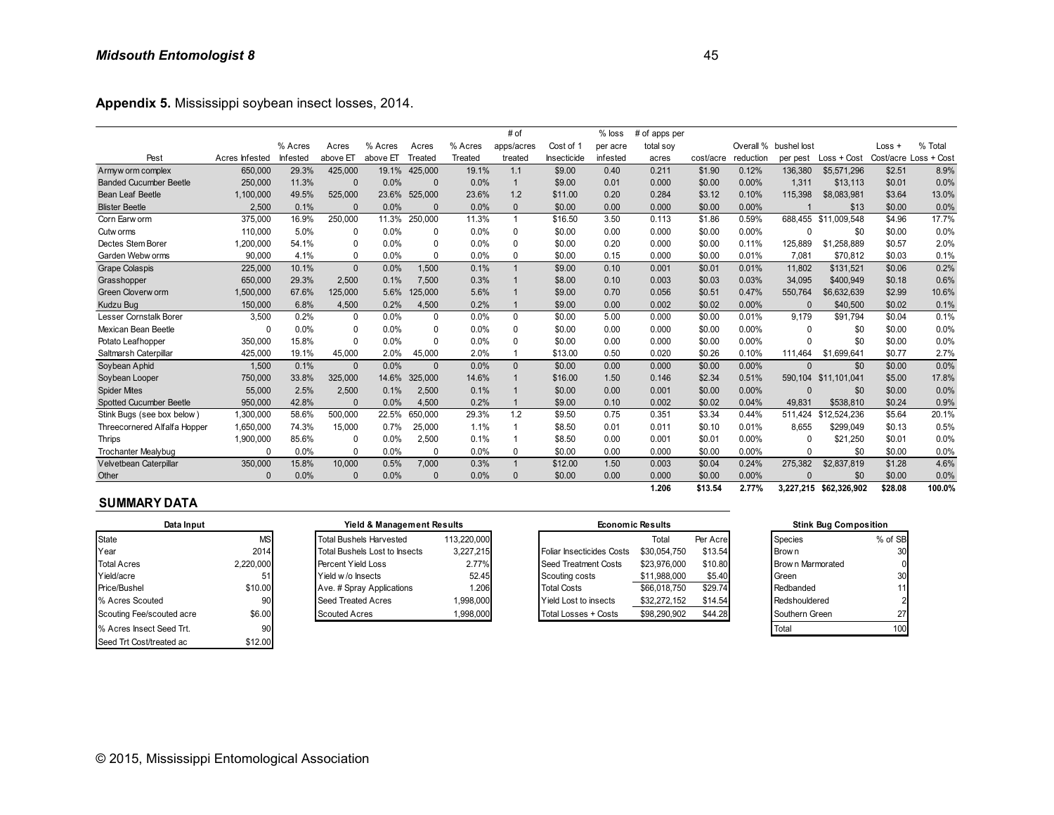**Appendix 5.** Mississippi soybean insect losses, 2014.

| Pest | Acres Infested | % Acres Infested | Acres above ET | % Acres above ET | Acres Treated | % Acres Treated | # of apps/acres treated | Cost of 1 Insecticide | % loss per acre infested | # of apps per total soy acres | cost/acre | Overall % reduction | bushel lost per pest | Loss + Cost | Loss + Cost/acre | % Total Loss + Cost |
|---|---|---|---|---|---|---|---|---|---|---|---|---|---|---|---|---|
| Armyworm complex | 650,000 | 29.3% | 425,000 | 19.1% | 425,000 | 19.1% | 1.1 | $9.00 | 0.40 | 0.211 | $1.90 | 0.12% | 136,380 | $5,571,296 | $2.51 | 8.9% |
| Banded Cucumber Beetle | 250,000 | 11.3% | 0 | 0.0% | 0 | 0.0% | 1 | $9.00 | 0.01 | 0.000 | $0.00 | 0.00% | 1,311 | $13,113 | $0.01 | 0.0% |
| Bean Leaf Beetle | 1,100,000 | 49.5% | 525,000 | 23.6% | 525,000 | 23.6% | 1.2 | $11.00 | 0.20 | 0.284 | $3.12 | 0.10% | 115,398 | $8,083,981 | $3.64 | 13.0% |
| Blister Beetle | 2,500 | 0.1% | 0 | 0.0% | 0 | 0.0% | 0 | $0.00 | 0.00 | 0.000 | $0.00 | 0.00% | 1 | $13 | $0.00 | 0.0% |
| Corn Earworm | 375,000 | 16.9% | 250,000 | 11.3% | 250,000 | 11.3% | 1 | $16.50 | 3.50 | 0.113 | $1.86 | 0.59% | 688,455 | $11,009,548 | $4.96 | 17.7% |
| Cutworms | 110,000 | 5.0% | 0 | 0.0% | 0 | 0.0% | 0 | $0.00 | 0.00 | 0.000 | $0.00 | 0.00% | 0 | $0 | $0.00 | 0.0% |
| Dectes Stem Borer | 1,200,000 | 54.1% | 0 | 0.0% | 0 | 0.0% | 0 | $0.00 | 0.20 | 0.000 | $0.00 | 0.11% | 125,889 | $1,258,889 | $0.57 | 2.0% |
| Garden Webworms | 90,000 | 4.1% | 0 | 0.0% | 0 | 0.0% | 0 | $0.00 | 0.15 | 0.000 | $0.00 | 0.01% | 7,081 | $70,812 | $0.03 | 0.1% |
| Grape Colaspis | 225,000 | 10.1% | 0 | 0.0% | 1,500 | 0.1% | 1 | $9.00 | 0.10 | 0.001 | $0.01 | 0.01% | 11,802 | $131,521 | $0.06 | 0.2% |
| Grasshopper | 650,000 | 29.3% | 2,500 | 0.1% | 7,500 | 0.3% | 1 | $8.00 | 0.10 | 0.003 | $0.03 | 0.03% | 34,095 | $400,949 | $0.18 | 0.6% |
| Green Cloverworm | 1,500,000 | 67.6% | 125,000 | 5.6% | 125,000 | 5.6% | 1 | $9.00 | 0.70 | 0.056 | $0.51 | 0.47% | 550,764 | $6,632,639 | $2.99 | 10.6% |
| Kudzu Bug | 150,000 | 6.8% | 4,500 | 0.2% | 4,500 | 0.2% | 1 | $9.00 | 0.00 | 0.002 | $0.02 | 0.00% | 0 | $40,500 | $0.02 | 0.1% |
| Lesser Cornstalk Borer | 3,500 | 0.2% | 0 | 0.0% | 0 | 0.0% | 0 | $0.00 | 5.00 | 0.000 | $0.00 | 0.01% | 9,179 | $91,794 | $0.04 | 0.1% |
| Mexican Bean Beetle | 0 | 0.0% | 0 | 0.0% | 0 | 0.0% | 0 | $0.00 | 0.00 | 0.000 | $0.00 | 0.00% | 0 | $0 | $0.00 | 0.0% |
| Potato Leafhopper | 350,000 | 15.8% | 0 | 0.0% | 0 | 0.0% | 0 | $0.00 | 0.00 | 0.000 | $0.00 | 0.00% | 0 | $0 | $0.00 | 0.0% |
| Saltmarsh Caterpillar | 425,000 | 19.1% | 45,000 | 2.0% | 45,000 | 2.0% | 1 | $13.00 | 0.50 | 0.020 | $0.26 | 0.10% | 111,464 | $1,699,641 | $0.77 | 2.7% |
| Soybean Aphid | 1,500 | 0.1% | 0 | 0.0% | 0 | 0.0% | 0 | $0.00 | 0.00 | 0.000 | $0.00 | 0.00% | 0 | $0 | $0.00 | 0.0% |
| Soybean Looper | 750,000 | 33.8% | 325,000 | 14.6% | 325,000 | 14.6% | 1 | $16.00 | 1.50 | 0.146 | $2.34 | 0.51% | 590,104 | $11,101,041 | $5.00 | 17.8% |
| Spider Mites | 55,000 | 2.5% | 2,500 | 0.1% | 2,500 | 0.1% | 1 | $0.00 | 0.00 | 0.001 | $0.00 | 0.00% | 0 | $0 | $0.00 | 0.0% |
| Spotted Cucumber Beetle | 950,000 | 42.8% | 0 | 0.0% | 4,500 | 0.2% | 1 | $9.00 | 0.10 | 0.002 | $0.02 | 0.04% | 49,831 | $538,810 | $0.24 | 0.9% |
| Stink Bugs (see box below) | 1,300,000 | 58.6% | 500,000 | 22.5% | 650,000 | 29.3% | 1.2 | $9.50 | 0.75 | 0.351 | $3.34 | 0.44% | 511,424 | $12,524,236 | $5.64 | 20.1% |
| Threecornered Alfalfa Hopper | 1,650,000 | 74.3% | 15,000 | 0.7% | 25,000 | 1.1% | 1 | $8.50 | 0.01 | 0.011 | $0.10 | 0.01% | 8,655 | $299,049 | $0.13 | 0.5% |
| Thrips | 1,900,000 | 85.6% | 0 | 0.0% | 2,500 | 0.1% | 1 | $8.50 | 0.00 | 0.001 | $0.01 | 0.00% | 0 | $21,250 | $0.01 | 0.0% |
| Trochanter Mealybug | 0 | 0.0% | 0 | 0.0% | 0 | 0.0% | 0 | $0.00 | 0.00 | 0.000 | $0.00 | 0.00% | 0 | $0 | $0.00 | 0.0% |
| Velvetbean Caterpillar | 350,000 | 15.8% | 10,000 | 0.5% | 7,000 | 0.3% | 1 | $12.00 | 1.50 | 0.003 | $0.04 | 0.24% | 275,382 | $2,837,819 | $1.28 | 4.6% |
| Other | 0 | 0.0% | 0 | 0.0% | 0 | 0.0% | 0 | $0.00 | 0.00 | 0.000 | $0.00 | 0.00% | 0 | $0 | $0.00 | 0.0% |
| | | | | | | | | | | **1.206** | **$13.54** | **2.77%** | **3,227,215** | **$62,326,902** | **$28.08** | **100.0%** |

## SUMMARY DATA

| Data Input | |
|---|---|
| State | MS |
| Year | 2014 |
| Total Acres | 2,220,000 |
| Yield/acre | 51 |
| Price/Bushel | $10.00 |
| % Acres Scouted | 90 |
| Scouting Fee/scouted acre | $6.00 |
| % Acres Insect Seed Trt. | 90 |
| Seed Trt Cost/treated ac | $12.00 |

| Yield & Management Results | |
|---|---|
| Total Bushels Harvested | 113,220,000 |
| Total Bushels Lost to Insects | 3,227,215 |
| Percent Yield Loss | 2.77% |
| Yield w/o Insects | 52.45 |
| Ave. # Spray Applications | 1.206 |
| Seed Treated Acres | 1,998,000 |
| Scouted Acres | 1,998,000 |

| Economic Results | Total | Per Acre |
|---|---|---|
| Foliar Insecticides Costs | $30,054,750 | $13.54 |
| Seed Treatment Costs | $23,976,000 | $10.80 |
| Scouting costs | $11,988,000 | $5.40 |
| Total Costs | $66,018,750 | $29.74 |
| Yield Lost to insects | $32,272,152 | $14.54 |
| Total Losses + Costs | $98,290,902 | $44.28 |

| Stink Bug Composition | |
|---|---|
| Species | % of SB |
| Brown | 30 |
| Brown Marmorated | 0 |
| Green | 30 |
| Redbanded | 11 |
| Redshouldered | 2 |
| Southern Green | 27 |
| Total | 100 |

© 2015, Mississippi Entomological Association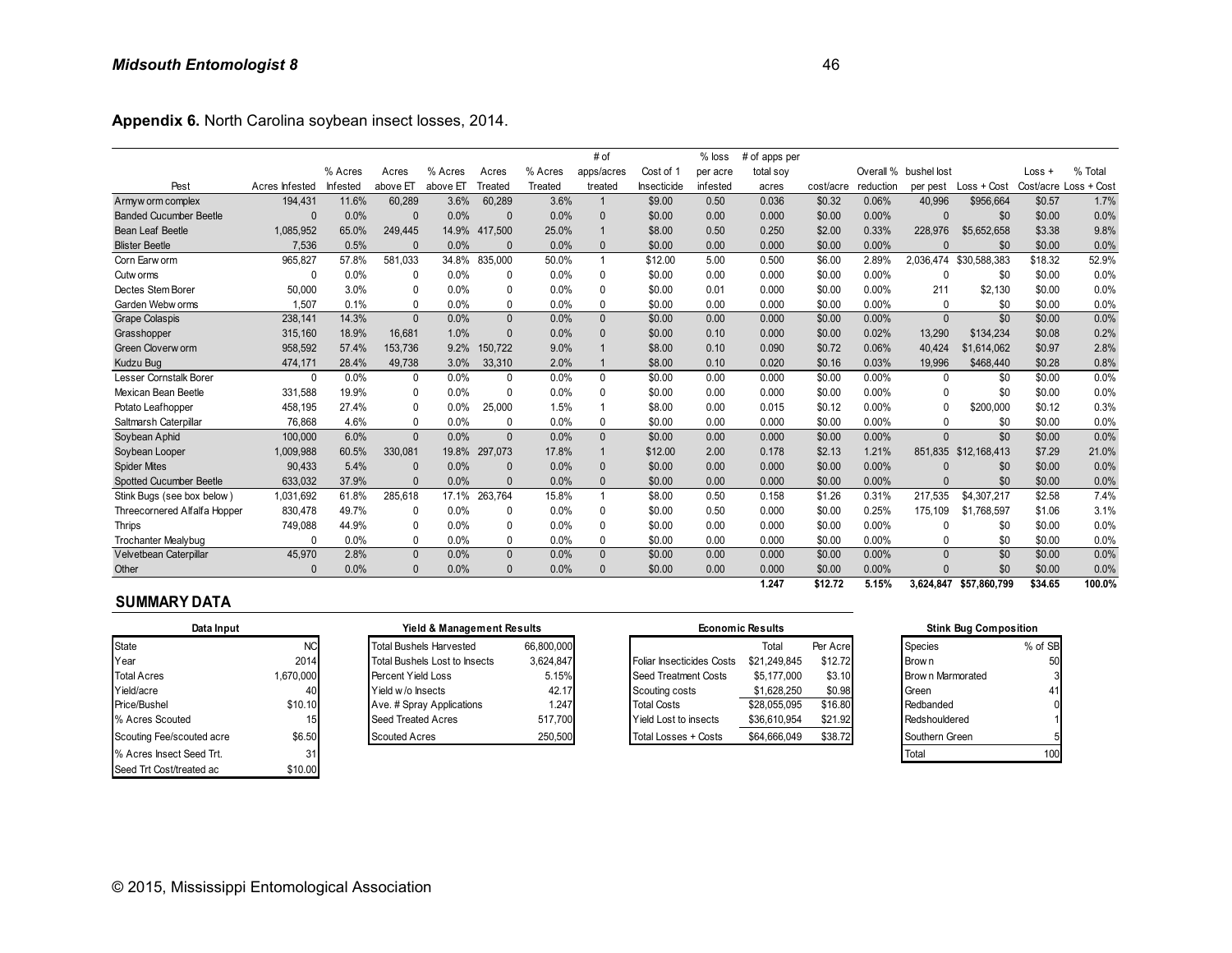**Appendix 6.** North Carolina soybean insect losses, 2014.

| Pest | Acres Infested | % Acres Infested | Acres above ET | % Acres above ET | Acres Treated | % Acres Treated | # of apps/acres treated | Cost of 1 Insecticide | % loss per acre infested | # of apps per total soy acres | cost/acre | Overall % reduction | bushel lost per pest | Loss + Cost | Loss + Cost/acre | % Total Loss + Cost |
|---|---|---|---|---|---|---|---|---|---|---|---|---|---|---|---|---|
| Armyworm complex | 194,431 | 11.6% | 60,289 | 3.6% | 60,289 | 3.6% | 1 | $9.00 | 0.50 | 0.036 | $0.32 | 0.06% | 40,996 | $956,664 | $0.57 | 1.7% |
| Banded Cucumber Beetle | 0 | 0.0% | 0 | 0.0% | 0 | 0.0% | 0 | $0.00 | 0.00 | 0.000 | $0.00 | 0.00% | 0 | $0 | $0.00 | 0.0% |
| Bean Leaf Beetle | 1,085,952 | 65.0% | 249,445 | 14.9% | 417,500 | 25.0% | 1 | $8.00 | 0.50 | 0.250 | $2.00 | 0.33% | 228,976 | $5,652,658 | $3.38 | 9.8% |
| Blister Beetle | 7,536 | 0.5% | 0 | 0.0% | 0 | 0.0% | 0 | $0.00 | 0.00 | 0.000 | $0.00 | 0.00% | 0 | $0 | $0.00 | 0.0% |
| Corn Earworm | 965,827 | 57.8% | 581,033 | 34.8% | 835,000 | 50.0% | 1 | $12.00 | 5.00 | 0.500 | $6.00 | 2.89% | 2,036,474 | $30,588,383 | $18.32 | 52.9% |
| Cutworms | 0 | 0.0% | 0 | 0.0% | 0 | 0.0% | 0 | $0.00 | 0.00 | 0.000 | $0.00 | 0.00% | 0 | $0 | $0.00 | 0.0% |
| Dectes Stem Borer | 50,000 | 3.0% | 0 | 0.0% | 0 | 0.0% | 0 | $0.00 | 0.01 | 0.000 | $0.00 | 0.00% | 211 | $2,130 | $0.00 | 0.0% |
| Garden Webworms | 1,507 | 0.1% | 0 | 0.0% | 0 | 0.0% | 0 | $0.00 | 0.00 | 0.000 | $0.00 | 0.00% | 0 | $0 | $0.00 | 0.0% |
| Grape Colaspis | 238,141 | 14.3% | 0 | 0.0% | 0 | 0.0% | 0 | $0.00 | 0.00 | 0.000 | $0.00 | 0.00% | 0 | $0 | $0.00 | 0.0% |
| Grasshopper | 315,160 | 18.9% | 16,681 | 1.0% | 0 | 0.0% | 0 | $0.00 | 0.10 | 0.000 | $0.00 | 0.02% | 13,290 | $134,234 | $0.08 | 0.2% |
| Green Cloverworm | 958,592 | 57.4% | 153,736 | 9.2% | 150,722 | 9.0% | 1 | $8.00 | 0.10 | 0.090 | $0.72 | 0.06% | 40,424 | $1,614,062 | $0.97 | 2.8% |
| Kudzu Bug | 474,171 | 28.4% | 49,738 | 3.0% | 33,310 | 2.0% | 1 | $8.00 | 0.10 | 0.020 | $0.16 | 0.03% | 19,996 | $468,440 | $0.28 | 0.8% |
| Lesser Cornstalk Borer | 0 | 0.0% | 0 | 0.0% | 0 | 0.0% | 0 | $0.00 | 0.00 | 0.000 | $0.00 | 0.00% | 0 | $0 | $0.00 | 0.0% |
| Mexican Bean Beetle | 331,588 | 19.9% | 0 | 0.0% | 0 | 0.0% | 0 | $0.00 | 0.00 | 0.000 | $0.00 | 0.00% | 0 | $0 | $0.00 | 0.0% |
| Potato Leafhopper | 458,195 | 27.4% | 0 | 0.0% | 25,000 | 1.5% | 1 | $8.00 | 0.00 | 0.015 | $0.12 | 0.00% | 0 | $200,000 | $0.12 | 0.3% |
| Saltmarsh Caterpillar | 76,868 | 4.6% | 0 | 0.0% | 0 | 0.0% | 0 | $0.00 | 0.00 | 0.000 | $0.00 | 0.00% | 0 | $0 | $0.00 | 0.0% |
| Soybean Aphid | 100,000 | 6.0% | 0 | 0.0% | 0 | 0.0% | 0 | $0.00 | 0.00 | 0.000 | $0.00 | 0.00% | 0 | $0 | $0.00 | 0.0% |
| Soybean Looper | 1,009,988 | 60.5% | 330,081 | 19.8% | 297,073 | 17.8% | 1 | $12.00 | 2.00 | 0.178 | $2.13 | 1.21% | 851,835 | $12,168,413 | $7.29 | 21.0% |
| Spider Mites | 90,433 | 5.4% | 0 | 0.0% | 0 | 0.0% | 0 | $0.00 | 0.00 | 0.000 | $0.00 | 0.00% | 0 | $0 | $0.00 | 0.0% |
| Spotted Cucumber Beetle | 633,032 | 37.9% | 0 | 0.0% | 0 | 0.0% | 0 | $0.00 | 0.00 | 0.000 | $0.00 | 0.00% | 0 | $0 | $0.00 | 0.0% |
| Stink Bugs (see box below) | 1,031,692 | 61.8% | 285,618 | 17.1% | 263,764 | 15.8% | 1 | $8.00 | 0.50 | 0.158 | $1.26 | 0.31% | 217,535 | $4,307,217 | $2.58 | 7.4% |
| Threecornered Alfalfa Hopper | 830,478 | 49.7% | 0 | 0.0% | 0 | 0.0% | 0 | $0.00 | 0.50 | 0.000 | $0.00 | 0.25% | 175,109 | $1,768,597 | $1.06 | 3.1% |
| Thrips | 749,088 | 44.9% | 0 | 0.0% | 0 | 0.0% | 0 | $0.00 | 0.00 | 0.000 | $0.00 | 0.00% | 0 | $0 | $0.00 | 0.0% |
| Trochanter Mealybug | 0 | 0.0% | 0 | 0.0% | 0 | 0.0% | 0 | $0.00 | 0.00 | 0.000 | $0.00 | 0.00% | 0 | $0 | $0.00 | 0.0% |
| Velvetbean Caterpillar | 45,970 | 2.8% | 0 | 0.0% | 0 | 0.0% | 0 | $0.00 | 0.00 | 0.000 | $0.00 | 0.00% | 0 | $0 | $0.00 | 0.0% |
| Other | 0 | 0.0% | 0 | 0.0% | 0 | 0.0% | 0 | $0.00 | 0.00 | 0.000 | $0.00 | 0.00% | 0 | $0 | $0.00 | 0.0% |
| | | | | | | | | | | 1.247 | $12.72 | 5.15% | 3,624,847 | $57,860,799 | $34.65 | 100.0% |

## SUMMARY DATA

| Data Input | |
|---|---|
| State | NC |
| Year | 2014 |
| Total Acres | 1,670,000 |
| Yield/acre | 40 |
| Price/Bushel | $10.10 |
| % Acres Scouted | 15 |
| Scouting Fee/scouted acre | $6.50 |
| % Acres Insect Seed Trt. | 31 |
| Seed Trt Cost/treated ac | $10.00 |

| Yield & Management Results | |
|---|---|
| Total Bushels Harvested | 66,800,000 |
| Total Bushels Lost to Insects | 3,624,847 |
| Percent Yield Loss | 5.15% |
| Yield w/o Insects | 42.17 |
| Ave. # Spray Applications | 1.247 |
| Seed Treated Acres | 517,700 |
| Scouted Acres | 250,500 |

| Economic Results | Total | Per Acre |
|---|---|---|
| Foliar Insecticides Costs | $21,249,845 | $12.72 |
| Seed Treatment Costs | $5,177,000 | $3.10 |
| Scouting costs | $1,628,250 | $0.98 |
| Total Costs | $28,055,095 | $16.80 |
| Yield Lost to insects | $36,610,954 | $21.92 |
| Total Losses + Costs | $64,666,049 | $38.72 |

| Stink Bug Composition | |
|---|---|
| Species | % of SB |
| Brown | 50 |
| Brown Marmorated | 3 |
| Green | 41 |
| Redbanded | 0 |
| Redshouldered | 1 |
| Southern Green | 5 |
| Total | 100 |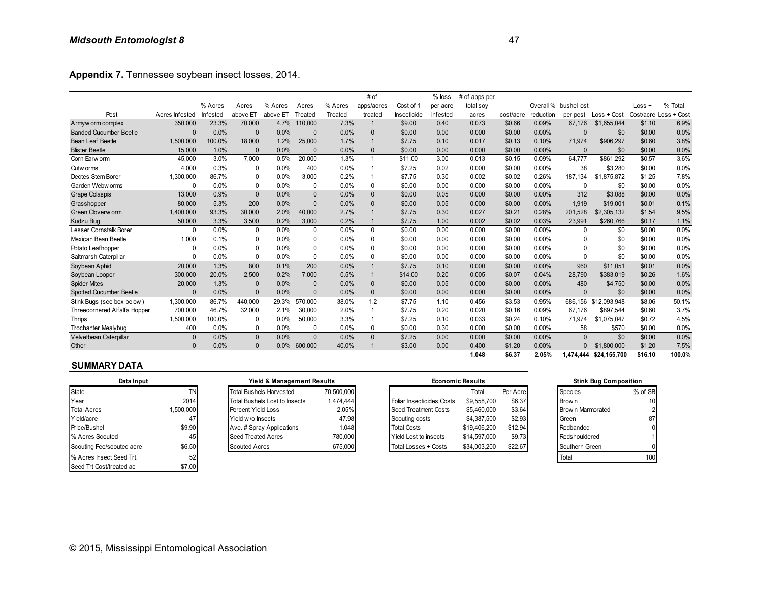**Appendix 7.** Tennessee soybean insect losses, 2014.

| Pest | Acres Infested | % Acres Infested | Acres above ET | % Acres above ET | Acres Treated | % Acres Treated | # of apps/acres treated | Cost of 1 Insecticide | % loss per acre infested | # of apps per total soy acres | cost/acre | Overall % reduction | bushel lost per pest | Loss + Cost | Loss + Cost/acre | % Total Loss + Cost |
|---|---|---|---|---|---|---|---|---|---|---|---|---|---|---|---|---|
| Armyworm complex | 350,000 | 23.3% | 70,000 | 4.7% | 110,000 | 7.3% | 1 | $9.00 | 0.40 | 0.073 | $0.66 | 0.09% | 67,176 | $1,655,044 | $1.10 | 6.9% |
| Banded Cucumber Beetle | 0 | 0.0% | 0 | 0.0% | 0 | 0.0% | 0 | $0.00 | 0.00 | 0.000 | $0.00 | 0.00% | 0 | $0 | $0.00 | 0.0% |
| Bean Leaf Beetle | 1,500,000 | 100.0% | 18,000 | 1.2% | 25,000 | 1.7% | 1 | $7.75 | 0.10 | 0.017 | $0.13 | 0.10% | 71,974 | $906,297 | $0.60 | 3.8% |
| Blister Beetle | 15,000 | 1.0% | 0 | 0.0% | 0 | 0.0% | 0 | $0.00 | 0.00 | 0.000 | $0.00 | 0.00% | 0 | $0 | $0.00 | 0.0% |
| Corn Earworm | 45,000 | 3.0% | 7,000 | 0.5% | 20,000 | 1.3% | 1 | $11.00 | 3.00 | 0.013 | $0.15 | 0.09% | 64,777 | $861,292 | $0.57 | 3.6% |
| Cutworms | 4,000 | 0.3% | 0 | 0.0% | 400 | 0.0% | 1 | $7.25 | 0.02 | 0.000 | $0.00 | 0.00% | 38 | $3,280 | $0.00 | 0.0% |
| Dectes Stem Borer | 1,300,000 | 86.7% | 0 | 0.0% | 3,000 | 0.2% | 1 | $7.75 | 0.30 | 0.002 | $0.02 | 0.26% | 187,134 | $1,875,872 | $1.25 | 7.8% |
| Garden Webworms | 0 | 0.0% | 0 | 0.0% | 0 | 0.0% | 0 | $0.00 | 0.00 | 0.000 | $0.00 | 0.00% | 0 | $0 | $0.00 | 0.0% |
| Grape Colaspis | 13,000 | 0.9% | 0 | 0.0% | 0 | 0.0% | 0 | $0.00 | 0.05 | 0.000 | $0.00 | 0.00% | 312 | $3,088 | $0.00 | 0.0% |
| Grasshopper | 80,000 | 5.3% | 200 | 0.0% | 0 | 0.0% | 0 | $0.00 | 0.05 | 0.000 | $0.00 | 0.00% | 1,919 | $19,001 | $0.01 | 0.1% |
| Green Cloverworm | 1,400,000 | 93.3% | 30,000 | 2.0% | 40,000 | 2.7% | 1 | $7.75 | 0.30 | 0.027 | $0.21 | 0.28% | 201,528 | $2,305,132 | $1.54 | 9.5% |
| Kudzu Bug | 50,000 | 3.3% | 3,500 | 0.2% | 3,000 | 0.2% | 1 | $7.75 | 1.00 | 0.002 | $0.02 | 0.03% | 23,991 | $260,766 | $0.17 | 1.1% |
| Lesser Cornstalk Borer | 0 | 0.0% | 0 | 0.0% | 0 | 0.0% | 0 | $0.00 | 0.00 | 0.000 | $0.00 | 0.00% | 0 | $0 | $0.00 | 0.0% |
| Mexican Bean Beetle | 1,000 | 0.1% | 0 | 0.0% | 0 | 0.0% | 0 | $0.00 | 0.00 | 0.000 | $0.00 | 0.00% | 0 | $0 | $0.00 | 0.0% |
| Potato Leafhopper | 0 | 0.0% | 0 | 0.0% | 0 | 0.0% | 0 | $0.00 | 0.00 | 0.000 | $0.00 | 0.00% | 0 | $0 | $0.00 | 0.0% |
| Saltmarsh Caterpillar | 0 | 0.0% | 0 | 0.0% | 0 | 0.0% | 0 | $0.00 | 0.00 | 0.000 | $0.00 | 0.00% | 0 | $0 | $0.00 | 0.0% |
| Soybean Aphid | 20,000 | 1.3% | 800 | 0.1% | 200 | 0.0% | 1 | $7.75 | 0.10 | 0.000 | $0.00 | 0.00% | 960 | $11,051 | $0.01 | 0.0% |
| Soybean Looper | 300,000 | 20.0% | 2,500 | 0.2% | 7,000 | 0.5% | 1 | $14.00 | 0.20 | 0.005 | $0.07 | 0.04% | 28,790 | $383,019 | $0.26 | 1.6% |
| Spider Mites | 20,000 | 1.3% | 0 | 0.0% | 0 | 0.0% | 0 | $0.00 | 0.05 | 0.000 | $0.00 | 0.00% | 480 | $4,750 | $0.00 | 0.0% |
| Spotted Cucumber Beetle | 0 | 0.0% | 0 | 0.0% | 0 | 0.0% | 0 | $0.00 | 0.00 | 0.000 | $0.00 | 0.00% | 0 | $0 | $0.00 | 0.0% |
| Stink Bugs (see box below) | 1,300,000 | 86.7% | 440,000 | 29.3% | 570,000 | 38.0% | 1.2 | $7.75 | 1.10 | 0.456 | $3.53 | 0.95% | 686,156 | $12,093,948 | $8.06 | 50.1% |
| Threecornered Alfalfa Hopper | 700,000 | 46.7% | 32,000 | 2.1% | 30,000 | 2.0% | 1 | $7.75 | 0.20 | 0.020 | $0.16 | 0.09% | 67,176 | $897,544 | $0.60 | 3.7% |
| Thrips | 1,500,000 | 100.0% | 0 | 0.0% | 50,000 | 3.3% | 1 | $7.25 | 0.10 | 0.033 | $0.24 | 0.10% | 71,974 | $1,075,047 | $0.72 | 4.5% |
| Trochanter Mealybug | 400 | 0.0% | 0 | 0.0% | 0 | 0.0% | 0 | $0.00 | 0.30 | 0.000 | $0.00 | 0.00% | 58 | $570 | $0.00 | 0.0% |
| Velvetbean Caterpillar | 0 | 0.0% | 0 | 0.0% | 0 | 0.0% | 0 | $7.25 | 0.00 | 0.000 | $0.00 | 0.00% | 0 | $0 | $0.00 | 0.0% |
| Other | 0 | 0.0% | 0 | 0.0% | 600,000 | 40.0% | 1 | $3.00 | 0.00 | 0.400 | $1.20 | 0.00% | 0 | $1,800,000 | $1.20 | 7.5% |
| | | | | | | | | | | 1.048 | $6.37 | 2.05% | 1,474,444 | $24,155,700 | $16.10 | 100.0% |

## SUMMARY DATA

| Data Input | |
|---|---|
| State | TN |
| Year | 2014 |
| Total Acres | 1,500,000 |
| Yield/acre | 47 |
| Price/Bushel | $9.90 |
| % Acres Scouted | 45 |
| Scouting Fee/scouted acre | $6.50 |
| % Acres Insect Seed Trt. | 52 |
| Seed Trt Cost/treated ac | $7.00 |

| Yield & Management Results | |
|---|---|
| Total Bushels Harvested | 70,500,000 |
| Total Bushels Lost to Insects | 1,474,444 |
| Percent Yield Loss | 2.05% |
| Yield w/o Insects | 47.98 |
| Ave. # Spray Applications | 1.048 |
| Seed Treated Acres | 780,000 |
| Scouted Acres | 675,000 |

| Economic Results | Total | Per Acre |
|---|---|---|
| Foliar Insecticides Costs | $9,558,700 | $6.37 |
| Seed Treatment Costs | $5,460,000 | $3.64 |
| Scouting costs | $4,387,500 | $2.93 |
| Total Costs | $19,406,200 | $12.94 |
| Yield Lost to insects | $14,597,000 | $9.73 |
| Total Losses + Costs | $34,003,200 | $22.67 |

| Stink Bug Composition | |
|---|---|
| Species | % of SB |
| Brown | 10 |
| Brown Marmorated | 2 |
| Green | 87 |
| Redbanded | 0 |
| Redshouldered | 1 |
| Southern Green | 0 |
| Total | 100 |

© 2015, Mississippi Entomological Association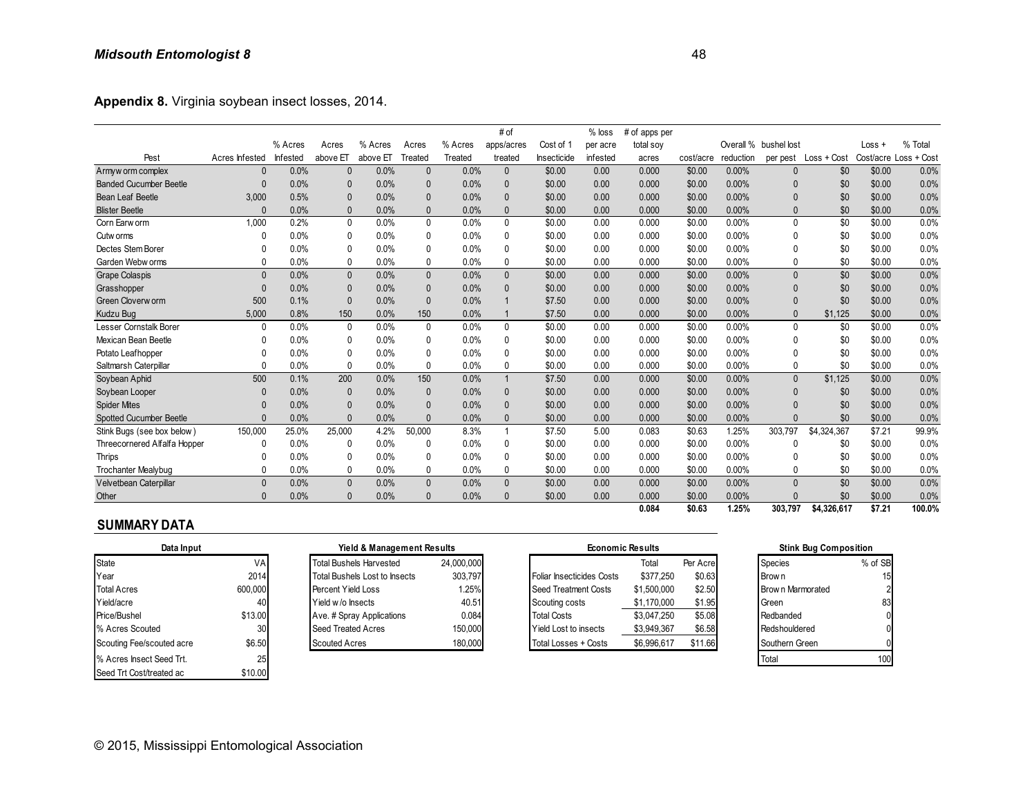**Appendix 8.** Virginia soybean insect losses, 2014.

| Pest | Acres Infested | % Acres Infested | Acres above ET | % Acres above ET | Acres Treated | % Acres Treated | # of apps/acres treated | Cost of 1 Insecticide | % loss per acre infested | # of apps per total soy acres | cost/acre | Overall % reduction | bushel lost per pest | Loss + Cost | Loss + Cost/acre | % Total Loss + Cost |
|---|---|---|---|---|---|---|---|---|---|---|---|---|---|---|---|---|
| Armyworm complex | 0 | 0.0% | 0 | 0.0% | 0 | 0.0% | 0 | $0.00 | 0.00 | 0.000 | $0.00 | 0.00% | 0 | $0 | $0.00 | 0.0% |
| Banded Cucumber Beetle | 0 | 0.0% | 0 | 0.0% | 0 | 0.0% | 0 | $0.00 | 0.00 | 0.000 | $0.00 | 0.00% | 0 | $0 | $0.00 | 0.0% |
| Bean Leaf Beetle | 3,000 | 0.5% | 0 | 0.0% | 0 | 0.0% | 0 | $0.00 | 0.00 | 0.000 | $0.00 | 0.00% | 0 | $0 | $0.00 | 0.0% |
| Blister Beetle | 0 | 0.0% | 0 | 0.0% | 0 | 0.0% | 0 | $0.00 | 0.00 | 0.000 | $0.00 | 0.00% | 0 | $0 | $0.00 | 0.0% |
| Corn Earworm | 1,000 | 0.2% | 0 | 0.0% | 0 | 0.0% | 0 | $0.00 | 0.00 | 0.000 | $0.00 | 0.00% | 0 | $0 | $0.00 | 0.0% |
| Cutworms | 0 | 0.0% | 0 | 0.0% | 0 | 0.0% | 0 | $0.00 | 0.00 | 0.000 | $0.00 | 0.00% | 0 | $0 | $0.00 | 0.0% |
| Dectes Stem Borer | 0 | 0.0% | 0 | 0.0% | 0 | 0.0% | 0 | $0.00 | 0.00 | 0.000 | $0.00 | 0.00% | 0 | $0 | $0.00 | 0.0% |
| Garden Webworms | 0 | 0.0% | 0 | 0.0% | 0 | 0.0% | 0 | $0.00 | 0.00 | 0.000 | $0.00 | 0.00% | 0 | $0 | $0.00 | 0.0% |
| Grape Colaspis | 0 | 0.0% | 0 | 0.0% | 0 | 0.0% | 0 | $0.00 | 0.00 | 0.000 | $0.00 | 0.00% | 0 | $0 | $0.00 | 0.0% |
| Grasshopper | 0 | 0.0% | 0 | 0.0% | 0 | 0.0% | 0 | $0.00 | 0.00 | 0.000 | $0.00 | 0.00% | 0 | $0 | $0.00 | 0.0% |
| Green Cloverworm | 500 | 0.1% | 0 | 0.0% | 0 | 0.0% | 1 | $7.50 | 0.00 | 0.000 | $0.00 | 0.00% | 0 | $0 | $0.00 | 0.0% |
| Kudzu Bug | 5,000 | 0.8% | 150 | 0.0% | 150 | 0.0% | 1 | $7.50 | 0.00 | 0.000 | $0.00 | 0.00% | 0 | $1,125 | $0.00 | 0.0% |
| Lesser Cornstalk Borer | 0 | 0.0% | 0 | 0.0% | 0 | 0.0% | 0 | $0.00 | 0.00 | 0.000 | $0.00 | 0.00% | 0 | $0 | $0.00 | 0.0% |
| Mexican Bean Beetle | 0 | 0.0% | 0 | 0.0% | 0 | 0.0% | 0 | $0.00 | 0.00 | 0.000 | $0.00 | 0.00% | 0 | $0 | $0.00 | 0.0% |
| Potato Leafhopper | 0 | 0.0% | 0 | 0.0% | 0 | 0.0% | 0 | $0.00 | 0.00 | 0.000 | $0.00 | 0.00% | 0 | $0 | $0.00 | 0.0% |
| Saltmarsh Caterpillar | 0 | 0.0% | 0 | 0.0% | 0 | 0.0% | 0 | $0.00 | 0.00 | 0.000 | $0.00 | 0.00% | 0 | $0 | $0.00 | 0.0% |
| Soybean Aphid | 500 | 0.1% | 200 | 0.0% | 150 | 0.0% | 1 | $7.50 | 0.00 | 0.000 | $0.00 | 0.00% | 0 | $1,125 | $0.00 | 0.0% |
| Soybean Looper | 0 | 0.0% | 0 | 0.0% | 0 | 0.0% | 0 | $0.00 | 0.00 | 0.000 | $0.00 | 0.00% | 0 | $0 | $0.00 | 0.0% |
| Spider Mites | 0 | 0.0% | 0 | 0.0% | 0 | 0.0% | 0 | $0.00 | 0.00 | 0.000 | $0.00 | 0.00% | 0 | $0 | $0.00 | 0.0% |
| Spotted Cucumber Beetle | 0 | 0.0% | 0 | 0.0% | 0 | 0.0% | 0 | $0.00 | 0.00 | 0.000 | $0.00 | 0.00% | 0 | $0 | $0.00 | 0.0% |
| Stink Bugs (see box below) | 150,000 | 25.0% | 25,000 | 4.2% | 50,000 | 8.3% | 1 | $7.50 | 5.00 | 0.083 | $0.63 | 1.25% | 303,797 | $4,324,367 | $7.21 | 99.9% |
| Threecornered Alfalfa Hopper | 0 | 0.0% | 0 | 0.0% | 0 | 0.0% | 0 | $0.00 | 0.00 | 0.000 | $0.00 | 0.00% | 0 | $0 | $0.00 | 0.0% |
| Thrips | 0 | 0.0% | 0 | 0.0% | 0 | 0.0% | 0 | $0.00 | 0.00 | 0.000 | $0.00 | 0.00% | 0 | $0 | $0.00 | 0.0% |
| Trochanter Mealybug | 0 | 0.0% | 0 | 0.0% | 0 | 0.0% | 0 | $0.00 | 0.00 | 0.000 | $0.00 | 0.00% | 0 | $0 | $0.00 | 0.0% |
| Velvetbean Caterpillar | 0 | 0.0% | 0 | 0.0% | 0 | 0.0% | 0 | $0.00 | 0.00 | 0.000 | $0.00 | 0.00% | 0 | $0 | $0.00 | 0.0% |
| Other | 0 | 0.0% | 0 | 0.0% | 0 | 0.0% | 0 | $0.00 | 0.00 | 0.000 | $0.00 | 0.00% | 0 | $0 | $0.00 | 0.0% |
| | | | | | | | | | | **0.084** | **$0.63** | **1.25%** | **303,797** | **$4,326,617** | **$7.21** | **100.0%** |

## SUMMARY DATA

| Data Input | |
|---|---|
| State | VA |
| Year | 2014 |
| Total Acres | 600,000 |
| Yield/acre | 40 |
| Price/Bushel | $13.00 |
| % Acres Scouted | 30 |
| Scouting Fee/scouted acre | $6.50 |
| % Acres Insect Seed Trt. | 25 |
| Seed Trt Cost/treated ac | $10.00 |

| Yield & Management Results | |
|---|---|
| Total Bushels Harvested | 24,000,000 |
| Total Bushels Lost to Insects | 303,797 |
| Percent Yield Loss | 1.25% |
| Yield w/o Insects | 40.51 |
| Ave. # Spray Applications | 0.084 |
| Seed Treated Acres | 150,000 |
| Scouted Acres | 180,000 |

| Economic Results | Total | Per Acre |
|---|---|---|
| Foliar Insecticides Costs | $377,250 | $0.63 |
| Seed Treatment Costs | $1,500,000 | $2.50 |
| Scouting costs | $1,170,000 | $1.95 |
| Total Costs | $3,047,250 | $5.08 |
| Yield Lost to insects | $3,949,367 | $6.58 |
| Total Losses + Costs | $6,996,617 | $11.66 |

| Stink Bug Composition | |
|---|---|
| Species | % of SB |
| Brown | 15 |
| Brown Marmorated | 2 |
| Green | 83 |
| Redbanded | 0 |
| Redshouldered | 0 |
| Southern Green | 0 |
| Total | 100 |

© 2015, Mississippi Entomological Association